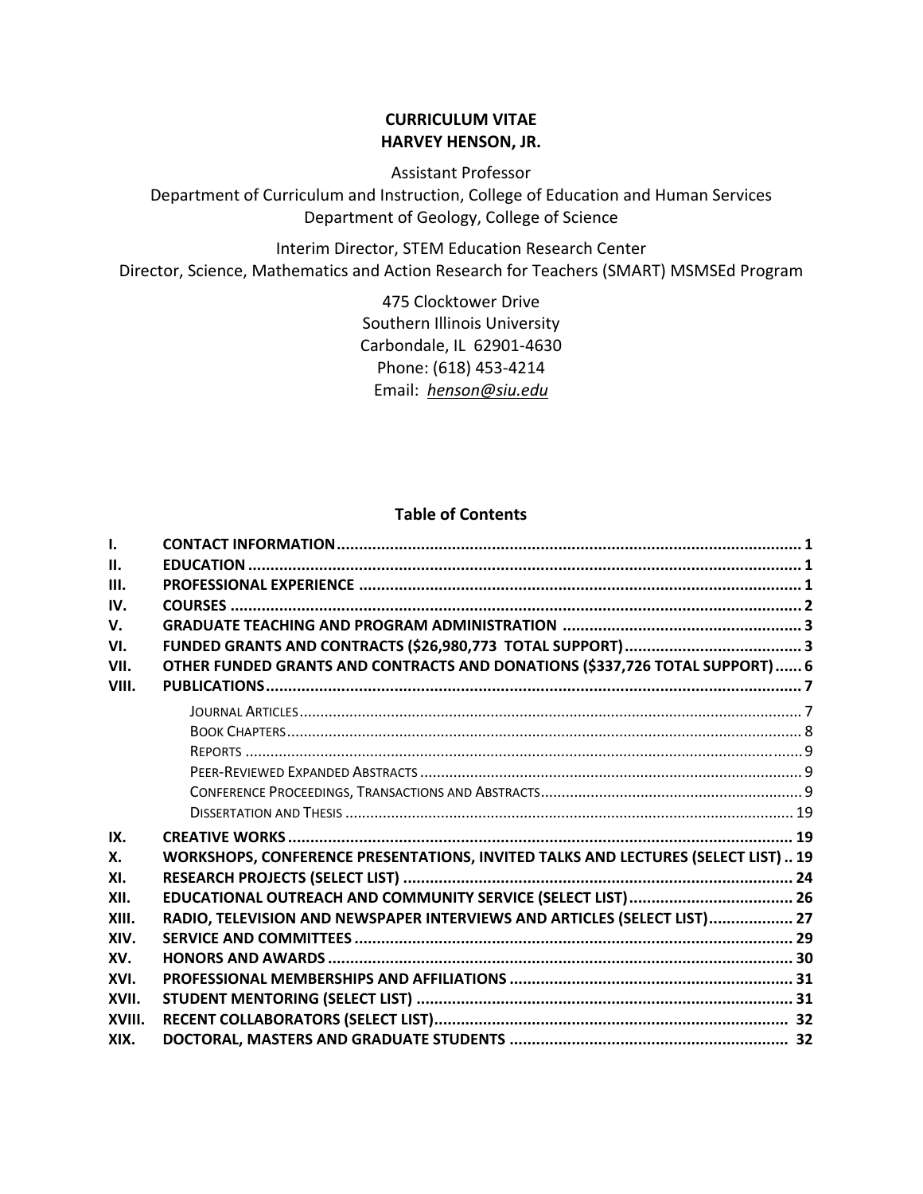# CURRICULUM VITAE
# HARVEY HENSON, JR.

Assistant Professor
Department of Curriculum and Instruction, College of Education and Human Services
Department of Geology, College of Science

Interim Director, STEM Education Research Center
Director, Science, Mathematics and Action Research for Teachers (SMART) MSMSEd Program

475 Clocktower Drive
Southern Illinois University
Carbondale, IL 62901-4630
Phone: (618) 453-4214
Email: *henson@siu.edu*

## Table of Contents

| | | |
|---|---|---|
| I. | CONTACT INFORMATION | 1 |
| II. | EDUCATION | 1 |
| III. | PROFESSIONAL EXPERIENCE | 1 |
| IV. | COURSES | 2 |
| V. | GRADUATE TEACHING AND PROGRAM ADMINISTRATION | 3 |
| VI. | FUNDED GRANTS AND CONTRACTS ($26,980,773 TOTAL SUPPORT) | 3 |
| VII. | OTHER FUNDED GRANTS AND CONTRACTS AND DONATIONS ($337,726 TOTAL SUPPORT) | 6 |
| VIII. | PUBLICATIONS | 7 |
| | Journal Articles | 7 |
| | Book Chapters | 8 |
| | Reports | 9 |
| | Peer-Reviewed Expanded Abstracts | 9 |
| | Conference Proceedings, Transactions and Abstracts | 9 |
| | Dissertation and Thesis | 19 |
| IX. | CREATIVE WORKS | 19 |
| X. | WORKSHOPS, CONFERENCE PRESENTATIONS, INVITED TALKS AND LECTURES (SELECT LIST) | 19 |
| XI. | RESEARCH PROJECTS (SELECT LIST) | 24 |
| XII. | EDUCATIONAL OUTREACH AND COMMUNITY SERVICE (SELECT LIST) | 26 |
| XIII. | RADIO, TELEVISION AND NEWSPAPER INTERVIEWS AND ARTICLES (SELECT LIST) | 27 |
| XIV. | SERVICE AND COMMITTEES | 29 |
| XV. | HONORS AND AWARDS | 30 |
| XVI. | PROFESSIONAL MEMBERSHIPS AND AFFILIATIONS | 31 |
| XVII. | STUDENT MENTORING (SELECT LIST) | 31 |
| XVIII. | RECENT COLLABORATORS (SELECT LIST) | 32 |
| XIX. | DOCTORAL, MASTERS AND GRADUATE STUDENTS | 32 |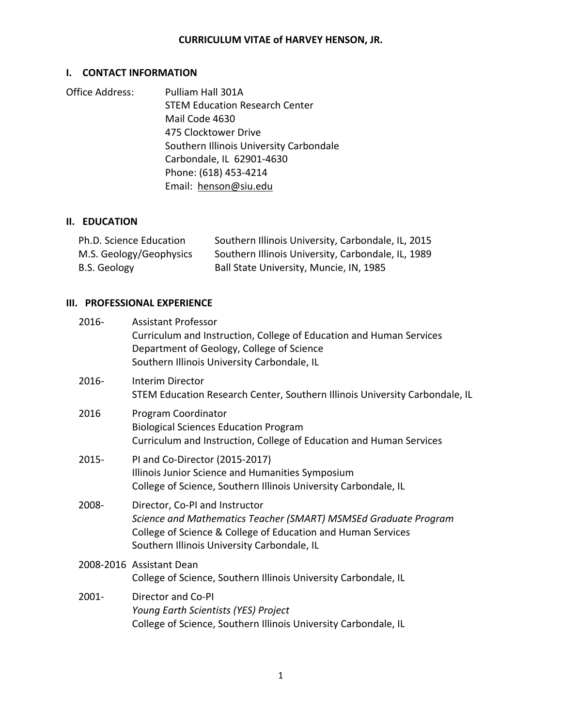# CURRICULUM VITAE of HARVEY HENSON, JR.

## I. CONTACT INFORMATION

Office Address:
Pulliam Hall 301A
STEM Education Research Center
Mail Code 4630
475 Clocktower Drive
Southern Illinois University Carbondale
Carbondale, IL 62901-4630
Phone: (618) 453-4214
Email: henson@siu.edu

## II. EDUCATION

| | |
|---|---|
| Ph.D. Science Education | Southern Illinois University, Carbondale, IL, 2015 |
| M.S. Geology/Geophysics | Southern Illinois University, Carbondale, IL, 1989 |
| B.S. Geology | Ball State University, Muncie, IN, 1985 |

## III. PROFESSIONAL EXPERIENCE

**2016-** Assistant Professor
Curriculum and Instruction, College of Education and Human Services
Department of Geology, College of Science
Southern Illinois University Carbondale, IL

**2016-** Interim Director
STEM Education Research Center, Southern Illinois University Carbondale, IL

**2016** Program Coordinator
Biological Sciences Education Program
Curriculum and Instruction, College of Education and Human Services

**2015-** PI and Co-Director (2015-2017)
Illinois Junior Science and Humanities Symposium
College of Science, Southern Illinois University Carbondale, IL

**2008-** Director, Co-PI and Instructor
*Science and Mathematics Teacher (SMART) MSMSEd Graduate Program*
College of Science & College of Education and Human Services
Southern Illinois University Carbondale, IL

**2008-2016** Assistant Dean
College of Science, Southern Illinois University Carbondale, IL

**2001-** Director and Co-PI
*Young Earth Scientists (YES) Project*
College of Science, Southern Illinois University Carbondale, IL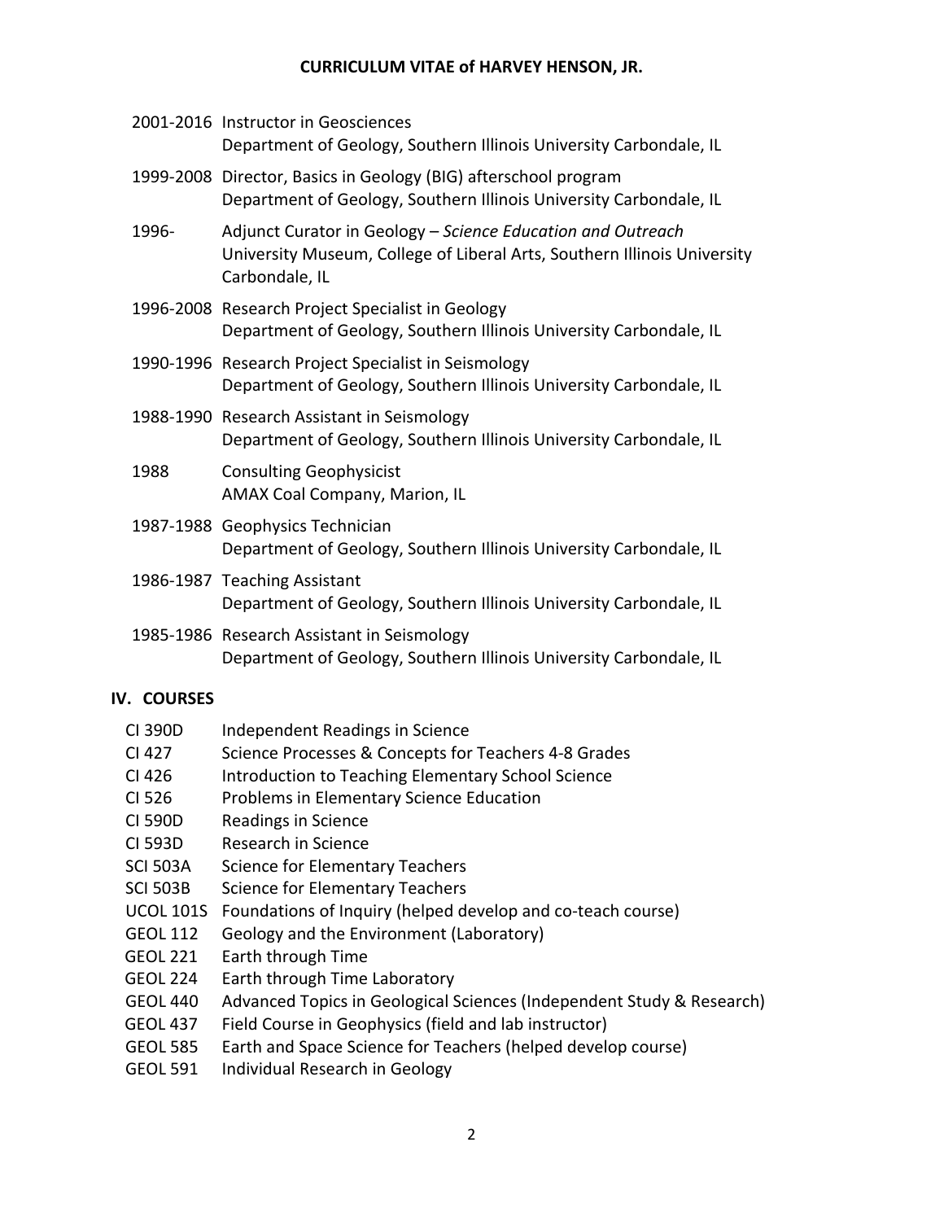2001-2016 Instructor in Geosciences
Department of Geology, Southern Illinois University Carbondale, IL

1999-2008 Director, Basics in Geology (BIG) afterschool program
Department of Geology, Southern Illinois University Carbondale, IL

1996- Adjunct Curator in Geology – *Science Education and Outreach*
University Museum, College of Liberal Arts, Southern Illinois University Carbondale, IL

1996-2008 Research Project Specialist in Geology
Department of Geology, Southern Illinois University Carbondale, IL

1990-1996 Research Project Specialist in Seismology
Department of Geology, Southern Illinois University Carbondale, IL

1988-1990 Research Assistant in Seismology
Department of Geology, Southern Illinois University Carbondale, IL

1988 Consulting Geophysicist
AMAX Coal Company, Marion, IL

1987-1988 Geophysics Technician
Department of Geology, Southern Illinois University Carbondale, IL

1986-1987 Teaching Assistant
Department of Geology, Southern Illinois University Carbondale, IL

1985-1986 Research Assistant in Seismology
Department of Geology, Southern Illinois University Carbondale, IL

## IV. COURSES

- CI 390D Independent Readings in Science
- CI 427 Science Processes & Concepts for Teachers 4-8 Grades
- CI 426 Introduction to Teaching Elementary School Science
- CI 526 Problems in Elementary Science Education
- CI 590D Readings in Science
- CI 593D Research in Science
- SCI 503A Science for Elementary Teachers
- SCI 503B Science for Elementary Teachers
- UCOL 101S Foundations of Inquiry (helped develop and co-teach course)
- GEOL 112 Geology and the Environment (Laboratory)
- GEOL 221 Earth through Time
- GEOL 224 Earth through Time Laboratory
- GEOL 440 Advanced Topics in Geological Sciences (Independent Study & Research)
- GEOL 437 Field Course in Geophysics (field and lab instructor)
- GEOL 585 Earth and Space Science for Teachers (helped develop course)
- GEOL 591 Individual Research in Geology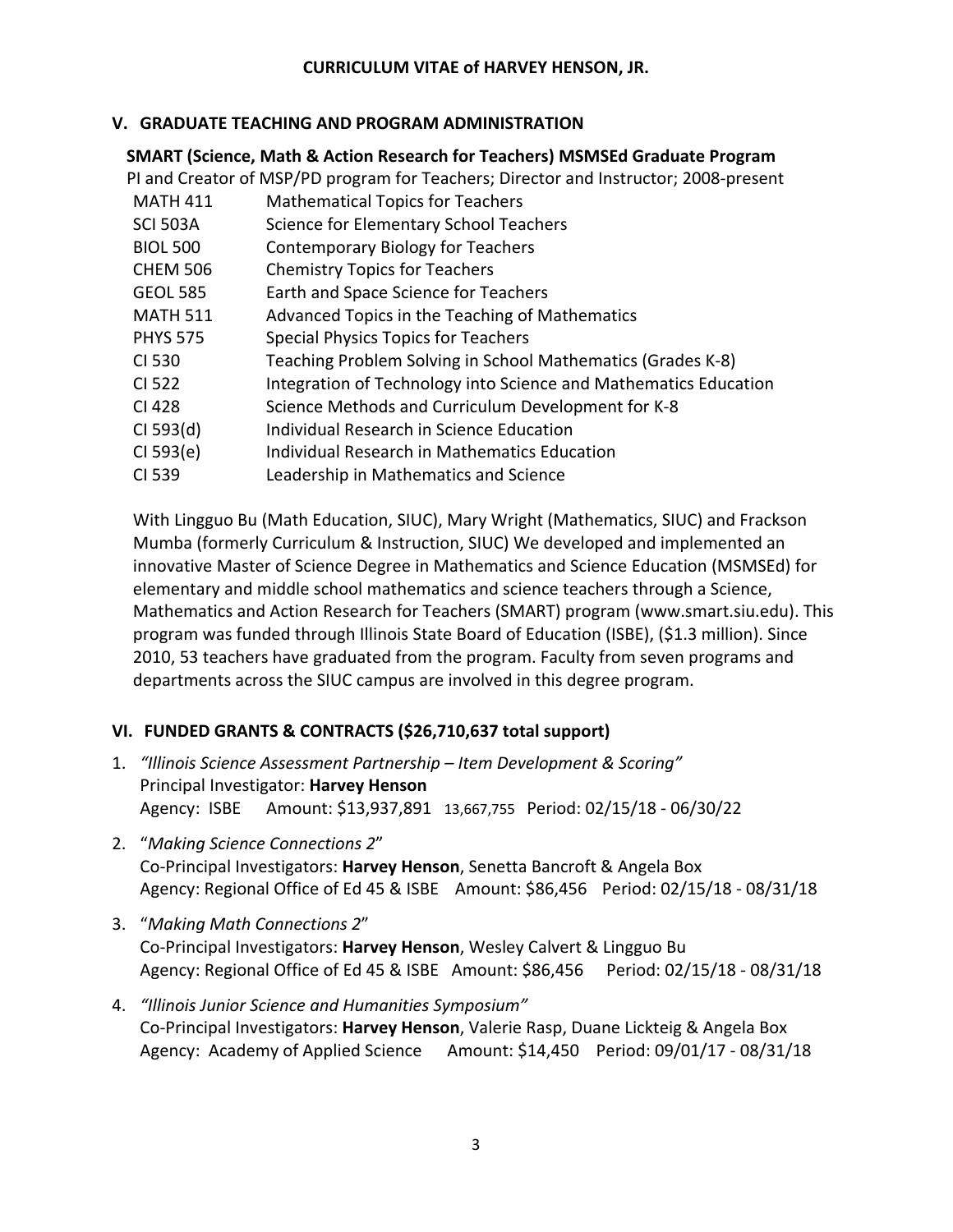## V. GRADUATE TEACHING AND PROGRAM ADMINISTRATION

**SMART (Science, Math & Action Research for Teachers) MSMSEd Graduate Program**

PI and Creator of MSP/PD program for Teachers; Director and Instructor; 2008-present

| | |
|---|---|
| MATH 411 | Mathematical Topics for Teachers |
| SCI 503A | Science for Elementary School Teachers |
| BIOL 500 | Contemporary Biology for Teachers |
| CHEM 506 | Chemistry Topics for Teachers |
| GEOL 585 | Earth and Space Science for Teachers |
| MATH 511 | Advanced Topics in the Teaching of Mathematics |
| PHYS 575 | Special Physics Topics for Teachers |
| CI 530 | Teaching Problem Solving in School Mathematics (Grades K-8) |
| CI 522 | Integration of Technology into Science and Mathematics Education |
| CI 428 | Science Methods and Curriculum Development for K-8 |
| CI 593(d) | Individual Research in Science Education |
| CI 593(e) | Individual Research in Mathematics Education |
| CI 539 | Leadership in Mathematics and Science |

With Lingguo Bu (Math Education, SIUC), Mary Wright (Mathematics, SIUC) and Frackson Mumba (formerly Curriculum & Instruction, SIUC) We developed and implemented an innovative Master of Science Degree in Mathematics and Science Education (MSMSEd) for elementary and middle school mathematics and science teachers through a Science, Mathematics and Action Research for Teachers (SMART) program (www.smart.siu.edu). This program was funded through Illinois State Board of Education (ISBE), ($1.3 million). Since 2010, 53 teachers have graduated from the program. Faculty from seven programs and departments across the SIUC campus are involved in this degree program.

## VI. FUNDED GRANTS & CONTRACTS ($26,710,637 total support)

1. *"Illinois Science Assessment Partnership – Item Development & Scoring"*
   Principal Investigator: **Harvey Henson**
   Agency: ISBE Amount: $13,937,891 13,667,755 Period: 02/15/18 - 06/30/22
2. "*Making Science Connections 2*"
   Co-Principal Investigators: **Harvey Henson**, Senetta Bancroft & Angela Box
   Agency: Regional Office of Ed 45 & ISBE Amount: $86,456 Period: 02/15/18 - 08/31/18
3. "*Making Math Connections 2*"
   Co-Principal Investigators: **Harvey Henson**, Wesley Calvert & Lingguo Bu
   Agency: Regional Office of Ed 45 & ISBE Amount: $86,456 Period: 02/15/18 - 08/31/18
4. *"Illinois Junior Science and Humanities Symposium"*
   Co-Principal Investigators: **Harvey Henson**, Valerie Rasp, Duane Lickteig & Angela Box
   Agency: Academy of Applied Science Amount: $14,450 Period: 09/01/17 - 08/31/18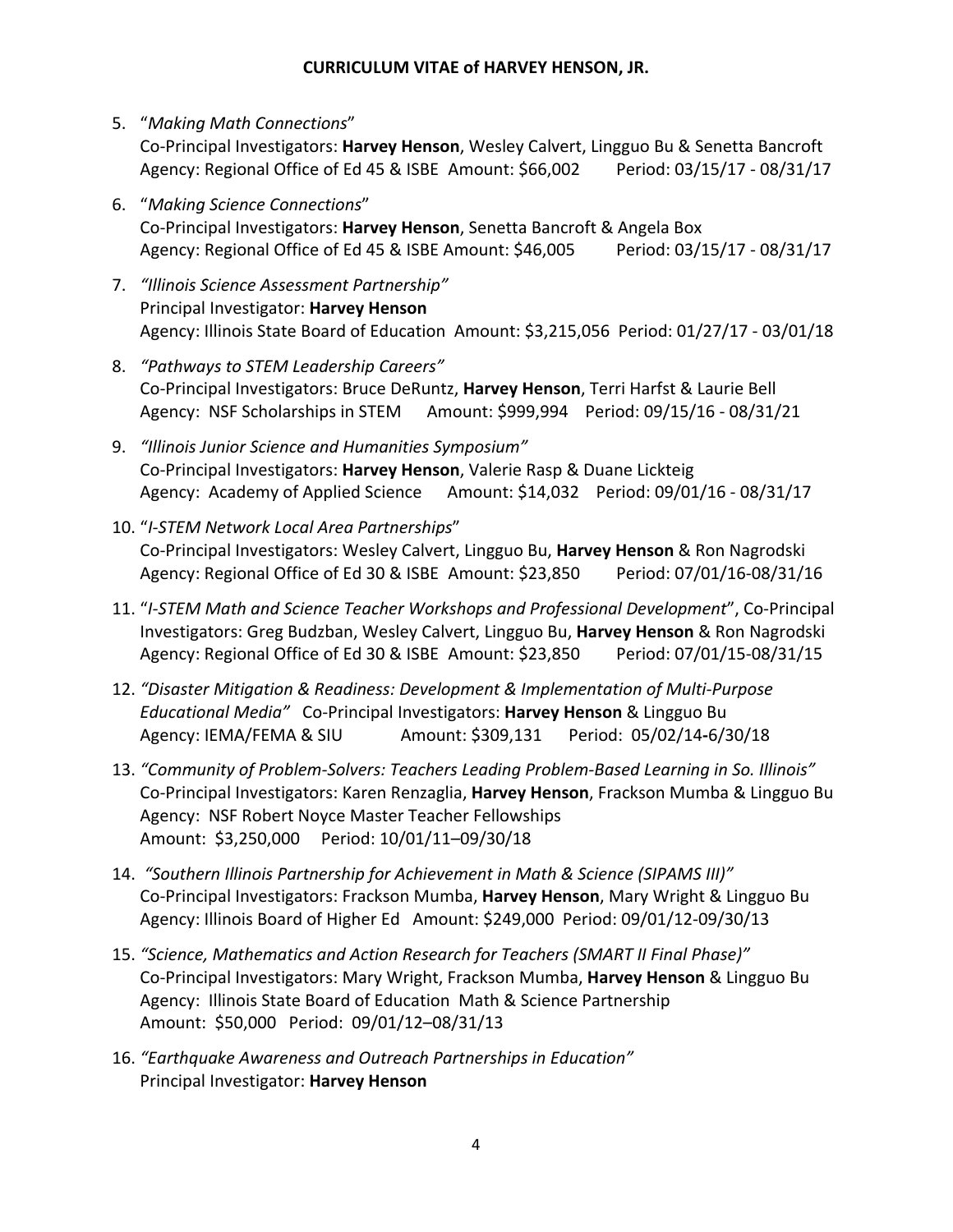5. "*Making Math Connections*"
   Co-Principal Investigators: **Harvey Henson**, Wesley Calvert, Lingguo Bu & Senetta Bancroft
   Agency: Regional Office of Ed 45 & ISBE Amount: $66,002 Period: 03/15/17 - 08/31/17

6. "*Making Science Connections*"
   Co-Principal Investigators: **Harvey Henson**, Senetta Bancroft & Angela Box
   Agency: Regional Office of Ed 45 & ISBE Amount: $46,005 Period: 03/15/17 - 08/31/17

7. *"Illinois Science Assessment Partnership"*
   Principal Investigator: **Harvey Henson**
   Agency: Illinois State Board of Education Amount: $3,215,056 Period: 01/27/17 - 03/01/18

8. *"Pathways to STEM Leadership Careers"*
   Co-Principal Investigators: Bruce DeRuntz, **Harvey Henson**, Terri Harfst & Laurie Bell
   Agency: NSF Scholarships in STEM Amount: $999,994 Period: 09/15/16 - 08/31/21

9. *"Illinois Junior Science and Humanities Symposium"*
   Co-Principal Investigators: **Harvey Henson**, Valerie Rasp & Duane Lickteig
   Agency: Academy of Applied Science Amount: $14,032 Period: 09/01/16 - 08/31/17

10. "*I-STEM Network Local Area Partnerships*"
    Co-Principal Investigators: Wesley Calvert, Lingguo Bu, **Harvey Henson** & Ron Nagrodski
    Agency: Regional Office of Ed 30 & ISBE Amount: $23,850 Period: 07/01/16-08/31/16

11. "*I-STEM Math and Science Teacher Workshops and Professional Development*", Co-Principal Investigators: Greg Budzban, Wesley Calvert, Lingguo Bu, **Harvey Henson** & Ron Nagrodski
    Agency: Regional Office of Ed 30 & ISBE Amount: $23,850 Period: 07/01/15-08/31/15

12. *"Disaster Mitigation & Readiness: Development & Implementation of Multi-Purpose Educational Media"* Co-Principal Investigators: **Harvey Henson** & Lingguo Bu
    Agency: IEMA/FEMA & SIU Amount: $309,131 Period: 05/02/14-6/30/18

13. *"Community of Problem-Solvers: Teachers Leading Problem-Based Learning in So. Illinois"*
    Co-Principal Investigators: Karen Renzaglia, **Harvey Henson**, Frackson Mumba & Lingguo Bu
    Agency: NSF Robert Noyce Master Teacher Fellowships
    Amount: $3,250,000 Period: 10/01/11–09/30/18

14. *"Southern Illinois Partnership for Achievement in Math & Science (SIPAMS III)"*
    Co-Principal Investigators: Frackson Mumba, **Harvey Henson**, Mary Wright & Lingguo Bu
    Agency: Illinois Board of Higher Ed Amount: $249,000 Period: 09/01/12-09/30/13

15. *"Science, Mathematics and Action Research for Teachers (SMART II Final Phase)"*
    Co-Principal Investigators: Mary Wright, Frackson Mumba, **Harvey Henson** & Lingguo Bu
    Agency: Illinois State Board of Education Math & Science Partnership
    Amount: $50,000 Period: 09/01/12–08/31/13

16. *"Earthquake Awareness and Outreach Partnerships in Education"*
    Principal Investigator: **Harvey Henson**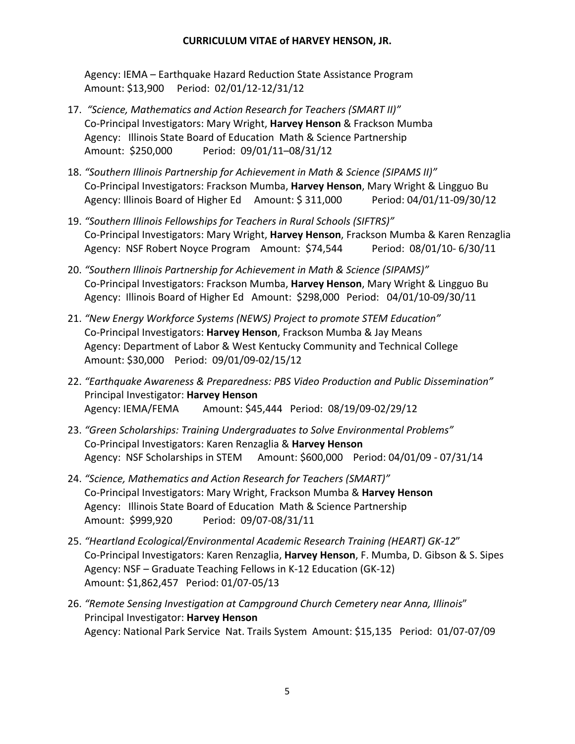Agency: IEMA – Earthquake Hazard Reduction State Assistance Program
Amount: $13,900 Period: 02/01/12-12/31/12

17. *"Science, Mathematics and Action Research for Teachers (SMART II)"*
    Co-Principal Investigators: Mary Wright, **Harvey Henson** & Frackson Mumba
    Agency: Illinois State Board of Education Math & Science Partnership
    Amount: $250,000 Period: 09/01/11–08/31/12

18. *"Southern Illinois Partnership for Achievement in Math & Science (SIPAMS II)"*
    Co-Principal Investigators: Frackson Mumba, **Harvey Henson**, Mary Wright & Lingguo Bu
    Agency: Illinois Board of Higher Ed Amount: $ 311,000 Period: 04/01/11-09/30/12

19. *"Southern Illinois Fellowships for Teachers in Rural Schools (SIFTRS)"*
    Co-Principal Investigators: Mary Wright, **Harvey Henson**, Frackson Mumba & Karen Renzaglia
    Agency: NSF Robert Noyce Program Amount: $74,544 Period: 08/01/10- 6/30/11

20. *"Southern Illinois Partnership for Achievement in Math & Science (SIPAMS)"*
    Co-Principal Investigators: Frackson Mumba, **Harvey Henson**, Mary Wright & Lingguo Bu
    Agency: Illinois Board of Higher Ed Amount: $298,000 Period: 04/01/10-09/30/11

21. *"New Energy Workforce Systems (NEWS) Project to promote STEM Education"*
    Co-Principal Investigators: **Harvey Henson**, Frackson Mumba & Jay Means
    Agency: Department of Labor & West Kentucky Community and Technical College
    Amount: $30,000 Period: 09/01/09-02/15/12

22. *"Earthquake Awareness & Preparedness: PBS Video Production and Public Dissemination"*
    Principal Investigator: **Harvey Henson**
    Agency: IEMA/FEMA Amount: $45,444 Period: 08/19/09-02/29/12

23. *"Green Scholarships: Training Undergraduates to Solve Environmental Problems"*
    Co-Principal Investigators: Karen Renzaglia & **Harvey Henson**
    Agency: NSF Scholarships in STEM Amount: $600,000 Period: 04/01/09 - 07/31/14

24. *"Science, Mathematics and Action Research for Teachers (SMART)"*
    Co-Principal Investigators: Mary Wright, Frackson Mumba & **Harvey Henson**
    Agency: Illinois State Board of Education Math & Science Partnership
    Amount: $999,920 Period: 09/07-08/31/11

25. *"Heartland Ecological/Environmental Academic Research Training (HEART) GK-12"*
    Co-Principal Investigators: Karen Renzaglia, **Harvey Henson**, F. Mumba, D. Gibson & S. Sipes
    Agency: NSF – Graduate Teaching Fellows in K-12 Education (GK-12)
    Amount: $1,862,457 Period: 01/07-05/13

26. *"Remote Sensing Investigation at Campground Church Cemetery near Anna, Illinois"*
    Principal Investigator: **Harvey Henson**
    Agency: National Park Service Nat. Trails System Amount: $15,135 Period: 01/07-07/09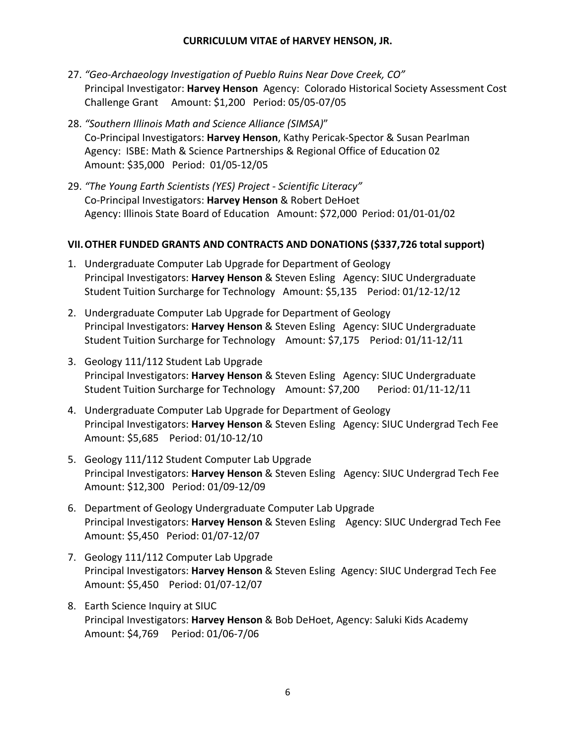27. *"Geo-Archaeology Investigation of Pueblo Ruins Near Dove Creek, CO"*
    Principal Investigator: **Harvey Henson** Agency: Colorado Historical Society Assessment Cost Challenge Grant Amount: $1,200 Period: 05/05-07/05

28. *"Southern Illinois Math and Science Alliance (SIMSA)"*
    Co-Principal Investigators: **Harvey Henson**, Kathy Pericak-Spector & Susan Pearlman
    Agency: ISBE: Math & Science Partnerships & Regional Office of Education 02
    Amount: $35,000 Period: 01/05-12/05

29. *"The Young Earth Scientists (YES) Project - Scientific Literacy"*
    Co-Principal Investigators: **Harvey Henson** & Robert DeHoet
    Agency: Illinois State Board of Education Amount: $72,000 Period: 01/01-01/02

## VII. OTHER FUNDED GRANTS AND CONTRACTS AND DONATIONS ($337,726 total support)

1. Undergraduate Computer Lab Upgrade for Department of Geology
   Principal Investigators: **Harvey Henson** & Steven Esling Agency: SIUC Undergraduate Student Tuition Surcharge for Technology Amount: $5,135 Period: 01/12-12/12

2. Undergraduate Computer Lab Upgrade for Department of Geology
   Principal Investigators: **Harvey Henson** & Steven Esling Agency: SIUC Undergraduate Student Tuition Surcharge for Technology Amount: $7,175 Period: 01/11-12/11

3. Geology 111/112 Student Lab Upgrade
   Principal Investigators: **Harvey Henson** & Steven Esling Agency: SIUC Undergraduate Student Tuition Surcharge for Technology Amount: $7,200 Period: 01/11-12/11

4. Undergraduate Computer Lab Upgrade for Department of Geology
   Principal Investigators: **Harvey Henson** & Steven Esling Agency: SIUC Undergrad Tech Fee
   Amount: $5,685 Period: 01/10-12/10

5. Geology 111/112 Student Computer Lab Upgrade
   Principal Investigators: **Harvey Henson** & Steven Esling Agency: SIUC Undergrad Tech Fee
   Amount: $12,300 Period: 01/09-12/09

6. Department of Geology Undergraduate Computer Lab Upgrade
   Principal Investigators: **Harvey Henson** & Steven Esling Agency: SIUC Undergrad Tech Fee
   Amount: $5,450 Period: 01/07-12/07

7. Geology 111/112 Computer Lab Upgrade
   Principal Investigators: **Harvey Henson** & Steven Esling Agency: SIUC Undergrad Tech Fee
   Amount: $5,450 Period: 01/07-12/07

8. Earth Science Inquiry at SIUC
   Principal Investigators: **Harvey Henson** & Bob DeHoet, Agency: Saluki Kids Academy
   Amount: $4,769 Period: 01/06-7/06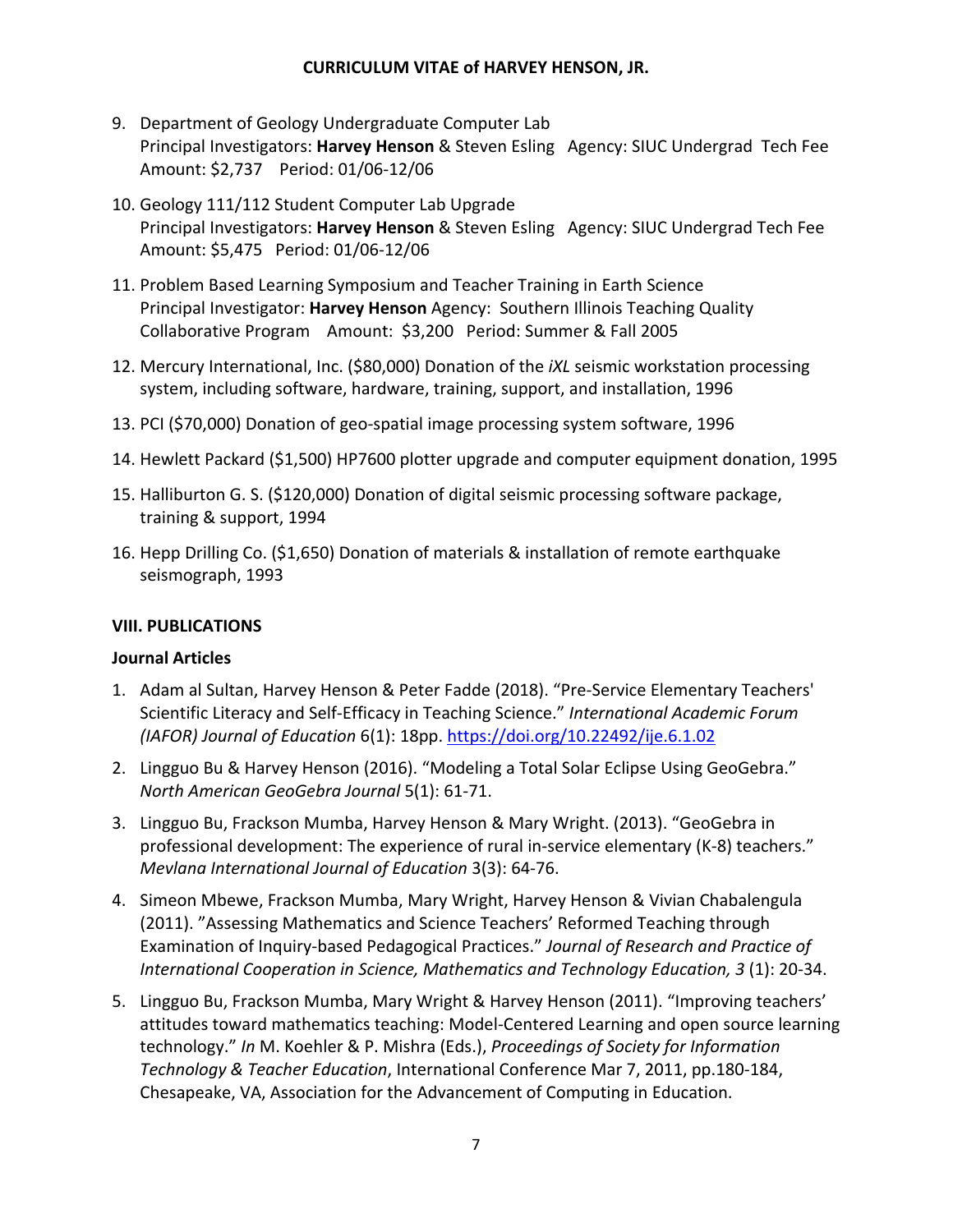9. Department of Geology Undergraduate Computer Lab
   Principal Investigators: **Harvey Henson** & Steven Esling Agency: SIUC Undergrad Tech Fee
   Amount: $2,737 Period: 01/06-12/06

10. Geology 111/112 Student Computer Lab Upgrade
    Principal Investigators: **Harvey Henson** & Steven Esling Agency: SIUC Undergrad Tech Fee
    Amount: $5,475 Period: 01/06-12/06

11. Problem Based Learning Symposium and Teacher Training in Earth Science
    Principal Investigator: **Harvey Henson** Agency: Southern Illinois Teaching Quality Collaborative Program Amount: $3,200 Period: Summer & Fall 2005

12. Mercury International, Inc. ($80,000) Donation of the *iXL* seismic workstation processing system, including software, hardware, training, support, and installation, 1996

13. PCI ($70,000) Donation of geo-spatial image processing system software, 1996

14. Hewlett Packard ($1,500) HP7600 plotter upgrade and computer equipment donation, 1995

15. Halliburton G. S. ($120,000) Donation of digital seismic processing software package, training & support, 1994

16. Hepp Drilling Co. ($1,650) Donation of materials & installation of remote earthquake seismograph, 1993

## VIII. PUBLICATIONS

### Journal Articles

1. Adam al Sultan, Harvey Henson & Peter Fadde (2018). "Pre-Service Elementary Teachers' Scientific Literacy and Self-Efficacy in Teaching Science." *International Academic Forum (IAFOR) Journal of Education* 6(1): 18pp. https://doi.org/10.22492/ije.6.1.02

2. Lingguo Bu & Harvey Henson (2016). "Modeling a Total Solar Eclipse Using GeoGebra." *North American GeoGebra Journal* 5(1): 61-71.

3. Lingguo Bu, Frackson Mumba, Harvey Henson & Mary Wright. (2013). "GeoGebra in professional development: The experience of rural in-service elementary (K-8) teachers." *Mevlana International Journal of Education* 3(3): 64-76.

4. Simeon Mbewe, Frackson Mumba, Mary Wright, Harvey Henson & Vivian Chabalengula (2011). "Assessing Mathematics and Science Teachers' Reformed Teaching through Examination of Inquiry-based Pedagogical Practices." *Journal of Research and Practice of International Cooperation in Science, Mathematics and Technology Education, 3* (1): 20-34.

5. Lingguo Bu, Frackson Mumba, Mary Wright & Harvey Henson (2011). "Improving teachers' attitudes toward mathematics teaching: Model-Centered Learning and open source learning technology." *In* M. Koehler & P. Mishra (Eds.), *Proceedings of Society for Information Technology & Teacher Education*, International Conference Mar 7, 2011, pp.180-184, Chesapeake, VA, Association for the Advancement of Computing in Education.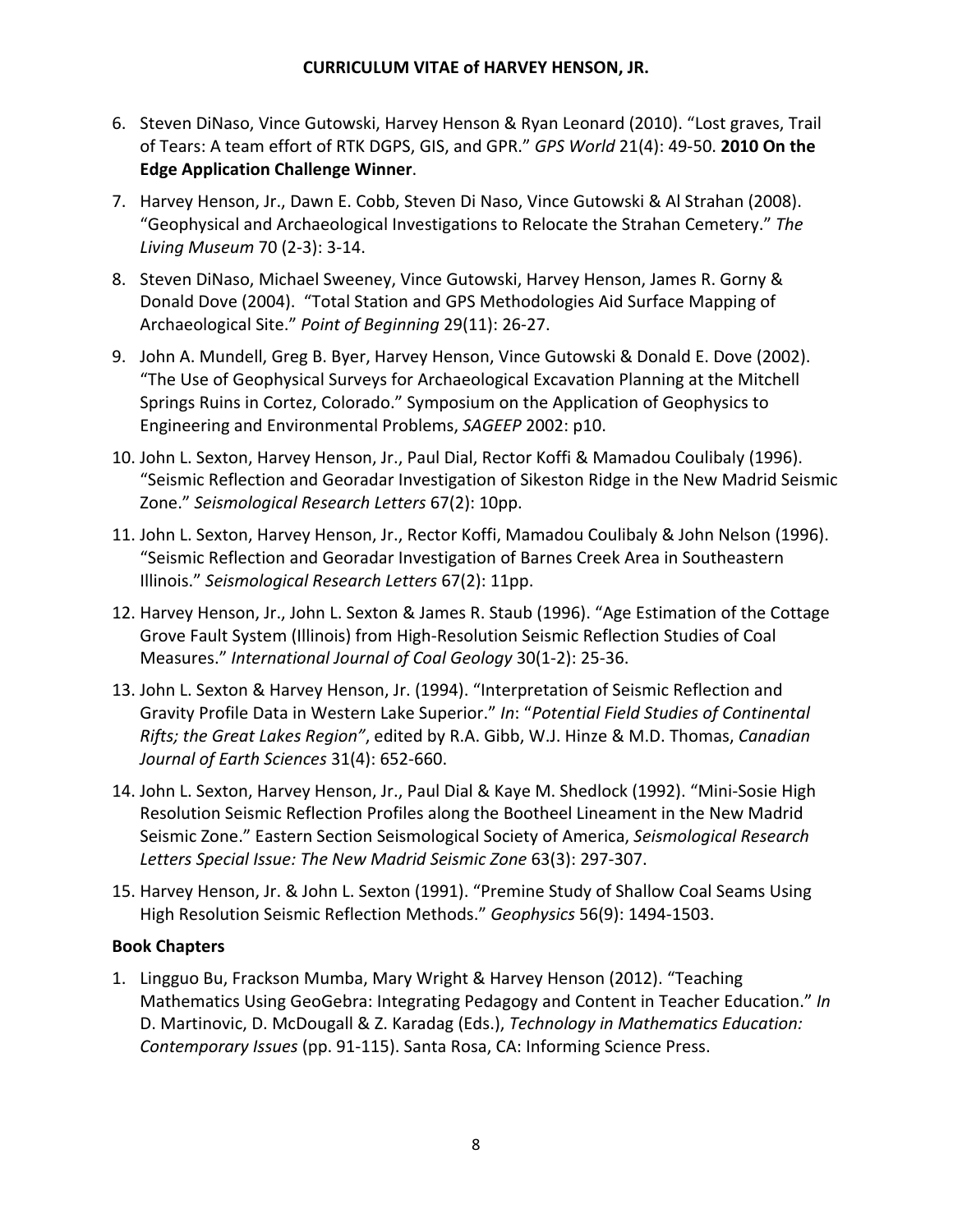6. Steven DiNaso, Vince Gutowski, Harvey Henson & Ryan Leonard (2010). "Lost graves, Trail of Tears: A team effort of RTK DGPS, GIS, and GPR." *GPS World* 21(4): 49-50. **2010 On the Edge Application Challenge Winner**.
7. Harvey Henson, Jr., Dawn E. Cobb, Steven Di Naso, Vince Gutowski & Al Strahan (2008). "Geophysical and Archaeological Investigations to Relocate the Strahan Cemetery." *The Living Museum* 70 (2-3): 3-14.
8. Steven DiNaso, Michael Sweeney, Vince Gutowski, Harvey Henson, James R. Gorny & Donald Dove (2004). "Total Station and GPS Methodologies Aid Surface Mapping of Archaeological Site." *Point of Beginning* 29(11): 26-27.
9. John A. Mundell, Greg B. Byer, Harvey Henson, Vince Gutowski & Donald E. Dove (2002). "The Use of Geophysical Surveys for Archaeological Excavation Planning at the Mitchell Springs Ruins in Cortez, Colorado." Symposium on the Application of Geophysics to Engineering and Environmental Problems, *SAGEEP* 2002: p10.
10. John L. Sexton, Harvey Henson, Jr., Paul Dial, Rector Koffi & Mamadou Coulibaly (1996). "Seismic Reflection and Georadar Investigation of Sikeston Ridge in the New Madrid Seismic Zone." *Seismological Research Letters* 67(2): 10pp.
11. John L. Sexton, Harvey Henson, Jr., Rector Koffi, Mamadou Coulibaly & John Nelson (1996). "Seismic Reflection and Georadar Investigation of Barnes Creek Area in Southeastern Illinois." *Seismological Research Letters* 67(2): 11pp.
12. Harvey Henson, Jr., John L. Sexton & James R. Staub (1996). "Age Estimation of the Cottage Grove Fault System (Illinois) from High-Resolution Seismic Reflection Studies of Coal Measures." *International Journal of Coal Geology* 30(1-2): 25-36.
13. John L. Sexton & Harvey Henson, Jr. (1994). "Interpretation of Seismic Reflection and Gravity Profile Data in Western Lake Superior." *In*: "*Potential Field Studies of Continental Rifts; the Great Lakes Region"*, edited by R.A. Gibb, W.J. Hinze & M.D. Thomas, *Canadian Journal of Earth Sciences* 31(4): 652-660.
14. John L. Sexton, Harvey Henson, Jr., Paul Dial & Kaye M. Shedlock (1992). "Mini-Sosie High Resolution Seismic Reflection Profiles along the Bootheel Lineament in the New Madrid Seismic Zone." Eastern Section Seismological Society of America, *Seismological Research Letters Special Issue: The New Madrid Seismic Zone* 63(3): 297-307.
15. Harvey Henson, Jr. & John L. Sexton (1991). "Premine Study of Shallow Coal Seams Using High Resolution Seismic Reflection Methods." *Geophysics* 56(9): 1494-1503.

### Book Chapters

1. Lingguo Bu, Frackson Mumba, Mary Wright & Harvey Henson (2012). "Teaching Mathematics Using GeoGebra: Integrating Pedagogy and Content in Teacher Education." *In* D. Martinovic, D. McDougall & Z. Karadag (Eds.), *Technology in Mathematics Education: Contemporary Issues* (pp. 91-115). Santa Rosa, CA: Informing Science Press.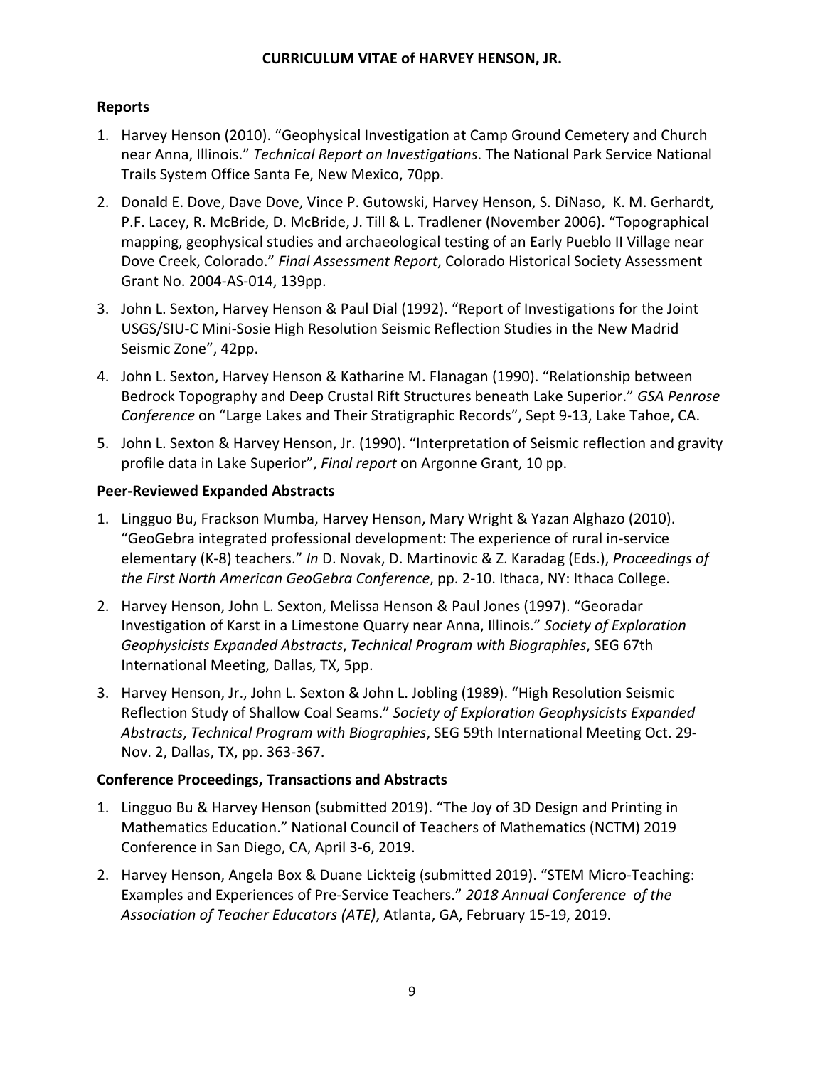## Reports

1. Harvey Henson (2010). "Geophysical Investigation at Camp Ground Cemetery and Church near Anna, Illinois." *Technical Report on Investigations*. The National Park Service National Trails System Office Santa Fe, New Mexico, 70pp.
2. Donald E. Dove, Dave Dove, Vince P. Gutowski, Harvey Henson, S. DiNaso, K. M. Gerhardt, P.F. Lacey, R. McBride, D. McBride, J. Till & L. Tradlener (November 2006). "Topographical mapping, geophysical studies and archaeological testing of an Early Pueblo II Village near Dove Creek, Colorado." *Final Assessment Report*, Colorado Historical Society Assessment Grant No. 2004-AS-014, 139pp.
3. John L. Sexton, Harvey Henson & Paul Dial (1992). "Report of Investigations for the Joint USGS/SIU-C Mini-Sosie High Resolution Seismic Reflection Studies in the New Madrid Seismic Zone", 42pp.
4. John L. Sexton, Harvey Henson & Katharine M. Flanagan (1990). "Relationship between Bedrock Topography and Deep Crustal Rift Structures beneath Lake Superior." *GSA Penrose Conference* on "Large Lakes and Their Stratigraphic Records", Sept 9-13, Lake Tahoe, CA.
5. John L. Sexton & Harvey Henson, Jr. (1990). "Interpretation of Seismic reflection and gravity profile data in Lake Superior", *Final report* on Argonne Grant, 10 pp.

## Peer-Reviewed Expanded Abstracts

1. Lingguo Bu, Frackson Mumba, Harvey Henson, Mary Wright & Yazan Alghazo (2010). "GeoGebra integrated professional development: The experience of rural in-service elementary (K-8) teachers." *In* D. Novak, D. Martinovic & Z. Karadag (Eds.), *Proceedings of the First North American GeoGebra Conference*, pp. 2-10. Ithaca, NY: Ithaca College.
2. Harvey Henson, John L. Sexton, Melissa Henson & Paul Jones (1997). "Georadar Investigation of Karst in a Limestone Quarry near Anna, Illinois." *Society of Exploration Geophysicists Expanded Abstracts*, *Technical Program with Biographies*, SEG 67th International Meeting, Dallas, TX, 5pp.
3. Harvey Henson, Jr., John L. Sexton & John L. Jobling (1989). "High Resolution Seismic Reflection Study of Shallow Coal Seams." *Society of Exploration Geophysicists Expanded Abstracts*, *Technical Program with Biographies*, SEG 59th International Meeting Oct. 29-Nov. 2, Dallas, TX, pp. 363-367.

## Conference Proceedings, Transactions and Abstracts

1. Lingguo Bu & Harvey Henson (submitted 2019). "The Joy of 3D Design and Printing in Mathematics Education." National Council of Teachers of Mathematics (NCTM) 2019 Conference in San Diego, CA, April 3-6, 2019.
2. Harvey Henson, Angela Box & Duane Lickteig (submitted 2019). "STEM Micro-Teaching: Examples and Experiences of Pre-Service Teachers." *2018 Annual Conference of the Association of Teacher Educators (ATE)*, Atlanta, GA, February 15-19, 2019.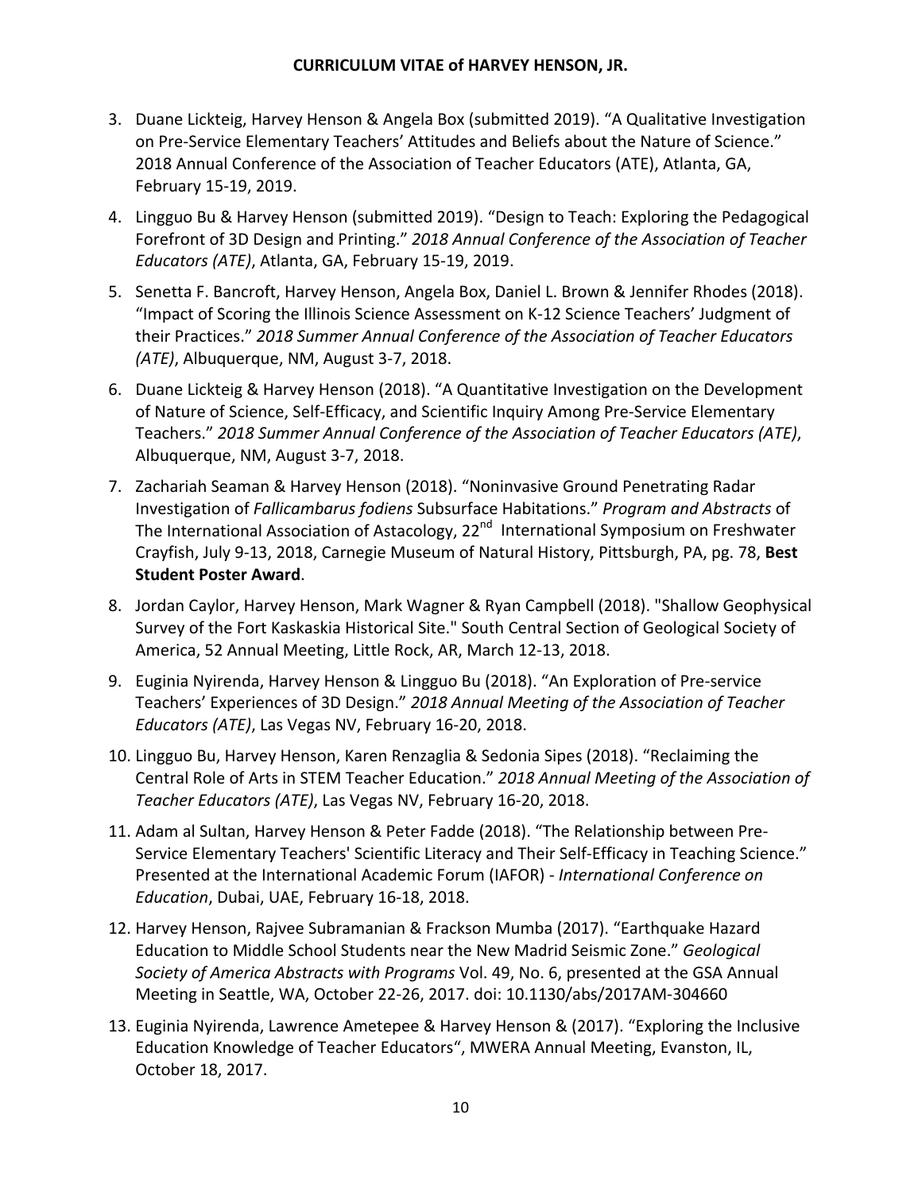3. Duane Lickteig, Harvey Henson & Angela Box (submitted 2019). "A Qualitative Investigation on Pre-Service Elementary Teachers' Attitudes and Beliefs about the Nature of Science." 2018 Annual Conference of the Association of Teacher Educators (ATE), Atlanta, GA, February 15-19, 2019.
4. Lingguo Bu & Harvey Henson (submitted 2019). "Design to Teach: Exploring the Pedagogical Forefront of 3D Design and Printing." *2018 Annual Conference of the Association of Teacher Educators (ATE)*, Atlanta, GA, February 15-19, 2019.
5. Senetta F. Bancroft, Harvey Henson, Angela Box, Daniel L. Brown & Jennifer Rhodes (2018). "Impact of Scoring the Illinois Science Assessment on K-12 Science Teachers' Judgment of their Practices." *2018 Summer Annual Conference of the Association of Teacher Educators (ATE)*, Albuquerque, NM, August 3-7, 2018.
6. Duane Lickteig & Harvey Henson (2018). "A Quantitative Investigation on the Development of Nature of Science, Self-Efficacy, and Scientific Inquiry Among Pre-Service Elementary Teachers." *2018 Summer Annual Conference of the Association of Teacher Educators (ATE)*, Albuquerque, NM, August 3-7, 2018.
7. Zachariah Seaman & Harvey Henson (2018). "Noninvasive Ground Penetrating Radar Investigation of *Fallicambarus fodiens* Subsurface Habitations." *Program and Abstracts* of The International Association of Astacology, 22nd International Symposium on Freshwater Crayfish, July 9-13, 2018, Carnegie Museum of Natural History, Pittsburgh, PA, pg. 78, **Best Student Poster Award**.
8. Jordan Caylor, Harvey Henson, Mark Wagner & Ryan Campbell (2018). "Shallow Geophysical Survey of the Fort Kaskaskia Historical Site." South Central Section of Geological Society of America, 52 Annual Meeting, Little Rock, AR, March 12-13, 2018.
9. Euginia Nyirenda, Harvey Henson & Lingguo Bu (2018). "An Exploration of Pre-service Teachers' Experiences of 3D Design." *2018 Annual Meeting of the Association of Teacher Educators (ATE)*, Las Vegas NV, February 16-20, 2018.
10. Lingguo Bu, Harvey Henson, Karen Renzaglia & Sedonia Sipes (2018). "Reclaiming the Central Role of Arts in STEM Teacher Education." *2018 Annual Meeting of the Association of Teacher Educators (ATE)*, Las Vegas NV, February 16-20, 2018.
11. Adam al Sultan, Harvey Henson & Peter Fadde (2018). "The Relationship between Pre-Service Elementary Teachers' Scientific Literacy and Their Self-Efficacy in Teaching Science." Presented at the International Academic Forum (IAFOR) - *International Conference on Education*, Dubai, UAE, February 16-18, 2018.
12. Harvey Henson, Rajvee Subramanian & Frackson Mumba (2017). "Earthquake Hazard Education to Middle School Students near the New Madrid Seismic Zone." *Geological Society of America Abstracts with Programs* Vol. 49, No. 6, presented at the GSA Annual Meeting in Seattle, WA, October 22-26, 2017. doi: 10.1130/abs/2017AM-304660
13. Euginia Nyirenda, Lawrence Ametepee & Harvey Henson & (2017). "Exploring the Inclusive Education Knowledge of Teacher Educators", MWERA Annual Meeting, Evanston, IL, October 18, 2017.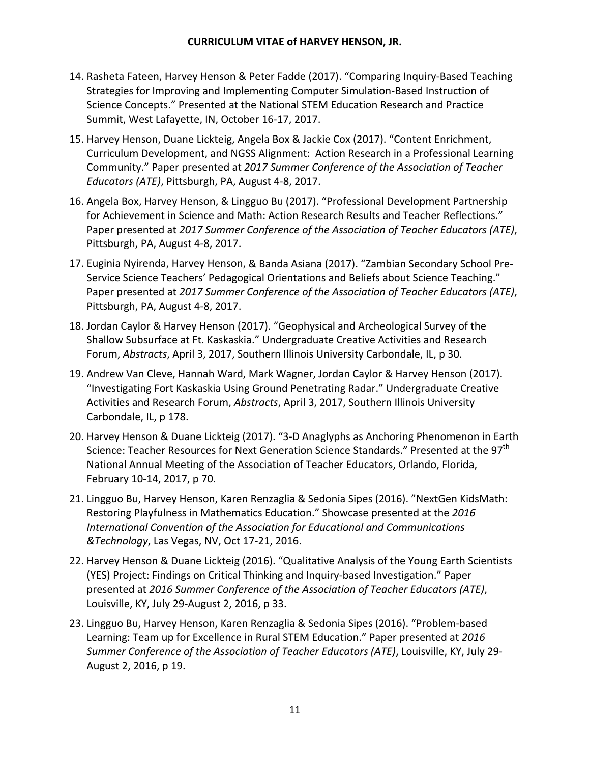14. Rasheta Fateen, Harvey Henson & Peter Fadde (2017). “Comparing Inquiry-Based Teaching Strategies for Improving and Implementing Computer Simulation-Based Instruction of Science Concepts.” Presented at the National STEM Education Research and Practice Summit, West Lafayette, IN, October 16-17, 2017.
15. Harvey Henson, Duane Lickteig, Angela Box & Jackie Cox (2017). “Content Enrichment, Curriculum Development, and NGSS Alignment: Action Research in a Professional Learning Community.” Paper presented at *2017 Summer Conference of the Association of Teacher Educators (ATE)*, Pittsburgh, PA, August 4-8, 2017.
16. Angela Box, Harvey Henson, & Lingguo Bu (2017). “Professional Development Partnership for Achievement in Science and Math: Action Research Results and Teacher Reflections.” Paper presented at *2017 Summer Conference of the Association of Teacher Educators (ATE)*, Pittsburgh, PA, August 4-8, 2017.
17. Euginia Nyirenda, Harvey Henson, & Banda Asiana (2017). “Zambian Secondary School Pre-Service Science Teachers’ Pedagogical Orientations and Beliefs about Science Teaching.” Paper presented at *2017 Summer Conference of the Association of Teacher Educators (ATE)*, Pittsburgh, PA, August 4-8, 2017.
18. Jordan Caylor & Harvey Henson (2017). “Geophysical and Archeological Survey of the Shallow Subsurface at Ft. Kaskaskia.” Undergraduate Creative Activities and Research Forum, *Abstracts*, April 3, 2017, Southern Illinois University Carbondale, IL, p 30.
19. Andrew Van Cleve, Hannah Ward, Mark Wagner, Jordan Caylor & Harvey Henson (2017). “Investigating Fort Kaskaskia Using Ground Penetrating Radar.” Undergraduate Creative Activities and Research Forum, *Abstracts*, April 3, 2017, Southern Illinois University Carbondale, IL, p 178.
20. Harvey Henson & Duane Lickteig (2017). “3-D Anaglyphs as Anchoring Phenomenon in Earth Science: Teacher Resources for Next Generation Science Standards.” Presented at the 97th National Annual Meeting of the Association of Teacher Educators, Orlando, Florida, February 10-14, 2017, p 70.
21. Lingguo Bu, Harvey Henson, Karen Renzaglia & Sedonia Sipes (2016). ”NextGen KidsMath: Restoring Playfulness in Mathematics Education.” Showcase presented at the *2016 International Convention of the Association for Educational and Communications &Technology*, Las Vegas, NV, Oct 17-21, 2016.
22. Harvey Henson & Duane Lickteig (2016). “Qualitative Analysis of the Young Earth Scientists (YES) Project: Findings on Critical Thinking and Inquiry-based Investigation.” Paper presented at *2016 Summer Conference of the Association of Teacher Educators (ATE)*, Louisville, KY, July 29-August 2, 2016, p 33.
23. Lingguo Bu, Harvey Henson, Karen Renzaglia & Sedonia Sipes (2016). “Problem-based Learning: Team up for Excellence in Rural STEM Education.” Paper presented at *2016 Summer Conference of the Association of Teacher Educators (ATE)*, Louisville, KY, July 29-August 2, 2016, p 19.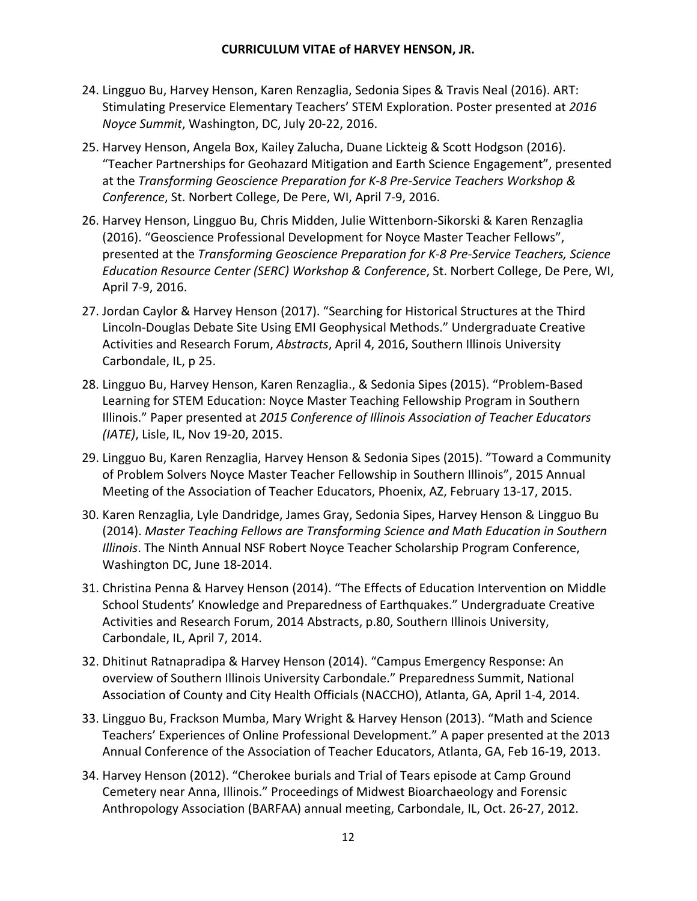24. Lingguo Bu, Harvey Henson, Karen Renzaglia, Sedonia Sipes & Travis Neal (2016). ART: Stimulating Preservice Elementary Teachers' STEM Exploration. Poster presented at *2016 Noyce Summit*, Washington, DC, July 20-22, 2016.

25. Harvey Henson, Angela Box, Kailey Zalucha, Duane Lickteig & Scott Hodgson (2016). "Teacher Partnerships for Geohazard Mitigation and Earth Science Engagement", presented at the *Transforming Geoscience Preparation for K-8 Pre-Service Teachers Workshop & Conference*, St. Norbert College, De Pere, WI, April 7-9, 2016.

26. Harvey Henson, Lingguo Bu, Chris Midden, Julie Wittenborn-Sikorski & Karen Renzaglia (2016). "Geoscience Professional Development for Noyce Master Teacher Fellows", presented at the *Transforming Geoscience Preparation for K-8 Pre-Service Teachers, Science Education Resource Center (SERC) Workshop & Conference*, St. Norbert College, De Pere, WI, April 7-9, 2016.

27. Jordan Caylor & Harvey Henson (2017). "Searching for Historical Structures at the Third Lincoln-Douglas Debate Site Using EMI Geophysical Methods." Undergraduate Creative Activities and Research Forum, *Abstracts*, April 4, 2016, Southern Illinois University Carbondale, IL, p 25.

28. Lingguo Bu, Harvey Henson, Karen Renzaglia., & Sedonia Sipes (2015). "Problem-Based Learning for STEM Education: Noyce Master Teaching Fellowship Program in Southern Illinois." Paper presented at *2015 Conference of Illinois Association of Teacher Educators (IATE)*, Lisle, IL, Nov 19-20, 2015.

29. Lingguo Bu, Karen Renzaglia, Harvey Henson & Sedonia Sipes (2015). "Toward a Community of Problem Solvers Noyce Master Teacher Fellowship in Southern Illinois", 2015 Annual Meeting of the Association of Teacher Educators, Phoenix, AZ, February 13-17, 2015.

30. Karen Renzaglia, Lyle Dandridge, James Gray, Sedonia Sipes, Harvey Henson & Lingguo Bu (2014). *Master Teaching Fellows are Transforming Science and Math Education in Southern Illinois*. The Ninth Annual NSF Robert Noyce Teacher Scholarship Program Conference, Washington DC, June 18-2014.

31. Christina Penna & Harvey Henson (2014). "The Effects of Education Intervention on Middle School Students' Knowledge and Preparedness of Earthquakes." Undergraduate Creative Activities and Research Forum, 2014 Abstracts, p.80, Southern Illinois University, Carbondale, IL, April 7, 2014.

32. Dhitinut Ratnapradipa & Harvey Henson (2014). "Campus Emergency Response: An overview of Southern Illinois University Carbondale." Preparedness Summit, National Association of County and City Health Officials (NACCHO), Atlanta, GA, April 1-4, 2014.

33. Lingguo Bu, Frackson Mumba, Mary Wright & Harvey Henson (2013). "Math and Science Teachers' Experiences of Online Professional Development." A paper presented at the 2013 Annual Conference of the Association of Teacher Educators, Atlanta, GA, Feb 16-19, 2013.

34. Harvey Henson (2012). "Cherokee burials and Trial of Tears episode at Camp Ground Cemetery near Anna, Illinois." Proceedings of Midwest Bioarchaeology and Forensic Anthropology Association (BARFAA) annual meeting, Carbondale, IL, Oct. 26-27, 2012.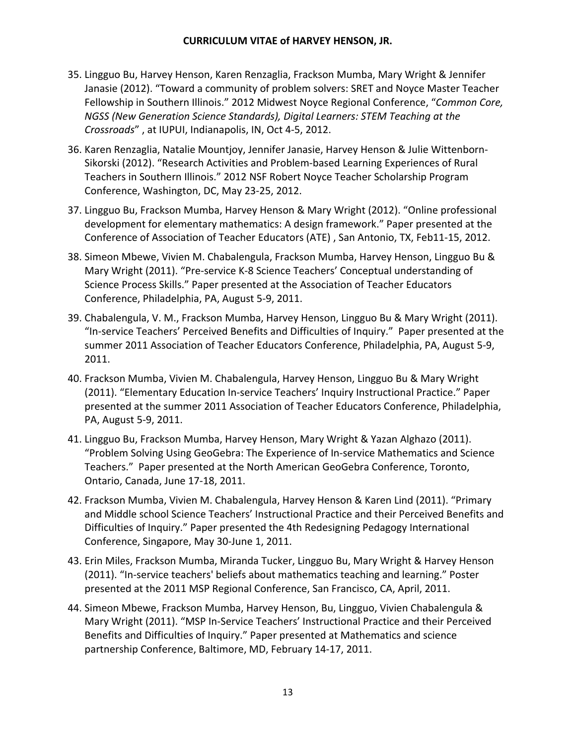35. Lingguo Bu, Harvey Henson, Karen Renzaglia, Frackson Mumba, Mary Wright & Jennifer Janasie (2012). “Toward a community of problem solvers: SRET and Noyce Master Teacher Fellowship in Southern Illinois.” 2012 Midwest Noyce Regional Conference, “*Common Core, NGSS (New Generation Science Standards), Digital Learners: STEM Teaching at the Crossroads*” , at IUPUI, Indianapolis, IN, Oct 4-5, 2012.
36. Karen Renzaglia, Natalie Mountjoy, Jennifer Janasie, Harvey Henson & Julie Wittenborn-Sikorski (2012). “Research Activities and Problem-based Learning Experiences of Rural Teachers in Southern Illinois.” 2012 NSF Robert Noyce Teacher Scholarship Program Conference, Washington, DC, May 23-25, 2012.
37. Lingguo Bu, Frackson Mumba, Harvey Henson & Mary Wright (2012). “Online professional development for elementary mathematics: A design framework.” Paper presented at the Conference of Association of Teacher Educators (ATE) , San Antonio, TX, Feb11-15, 2012.
38. Simeon Mbewe, Vivien M. Chabalengula, Frackson Mumba, Harvey Henson, Lingguo Bu & Mary Wright (2011). “Pre-service K-8 Science Teachers’ Conceptual understanding of Science Process Skills.” Paper presented at the Association of Teacher Educators Conference, Philadelphia, PA, August 5-9, 2011.
39. Chabalengula, V. M., Frackson Mumba, Harvey Henson, Lingguo Bu & Mary Wright (2011). “In-service Teachers’ Perceived Benefits and Difficulties of Inquiry.” Paper presented at the summer 2011 Association of Teacher Educators Conference, Philadelphia, PA, August 5-9, 2011.
40. Frackson Mumba, Vivien M. Chabalengula, Harvey Henson, Lingguo Bu & Mary Wright (2011). “Elementary Education In-service Teachers’ Inquiry Instructional Practice.” Paper presented at the summer 2011 Association of Teacher Educators Conference, Philadelphia, PA, August 5-9, 2011.
41. Lingguo Bu, Frackson Mumba, Harvey Henson, Mary Wright & Yazan Alghazo (2011). “Problem Solving Using GeoGebra: The Experience of In-service Mathematics and Science Teachers.” Paper presented at the North American GeoGebra Conference, Toronto, Ontario, Canada, June 17-18, 2011.
42. Frackson Mumba, Vivien M. Chabalengula, Harvey Henson & Karen Lind (2011). “Primary and Middle school Science Teachers’ Instructional Practice and their Perceived Benefits and Difficulties of Inquiry.” Paper presented the 4th Redesigning Pedagogy International Conference, Singapore, May 30-June 1, 2011.
43. Erin Miles, Frackson Mumba, Miranda Tucker, Lingguo Bu, Mary Wright & Harvey Henson (2011). “In-service teachers' beliefs about mathematics teaching and learning.” Poster presented at the 2011 MSP Regional Conference, San Francisco, CA, April, 2011.
44. Simeon Mbewe, Frackson Mumba, Harvey Henson, Bu, Lingguo, Vivien Chabalengula & Mary Wright (2011). “MSP In-Service Teachers’ Instructional Practice and their Perceived Benefits and Difficulties of Inquiry.” Paper presented at Mathematics and science partnership Conference, Baltimore, MD, February 14-17, 2011.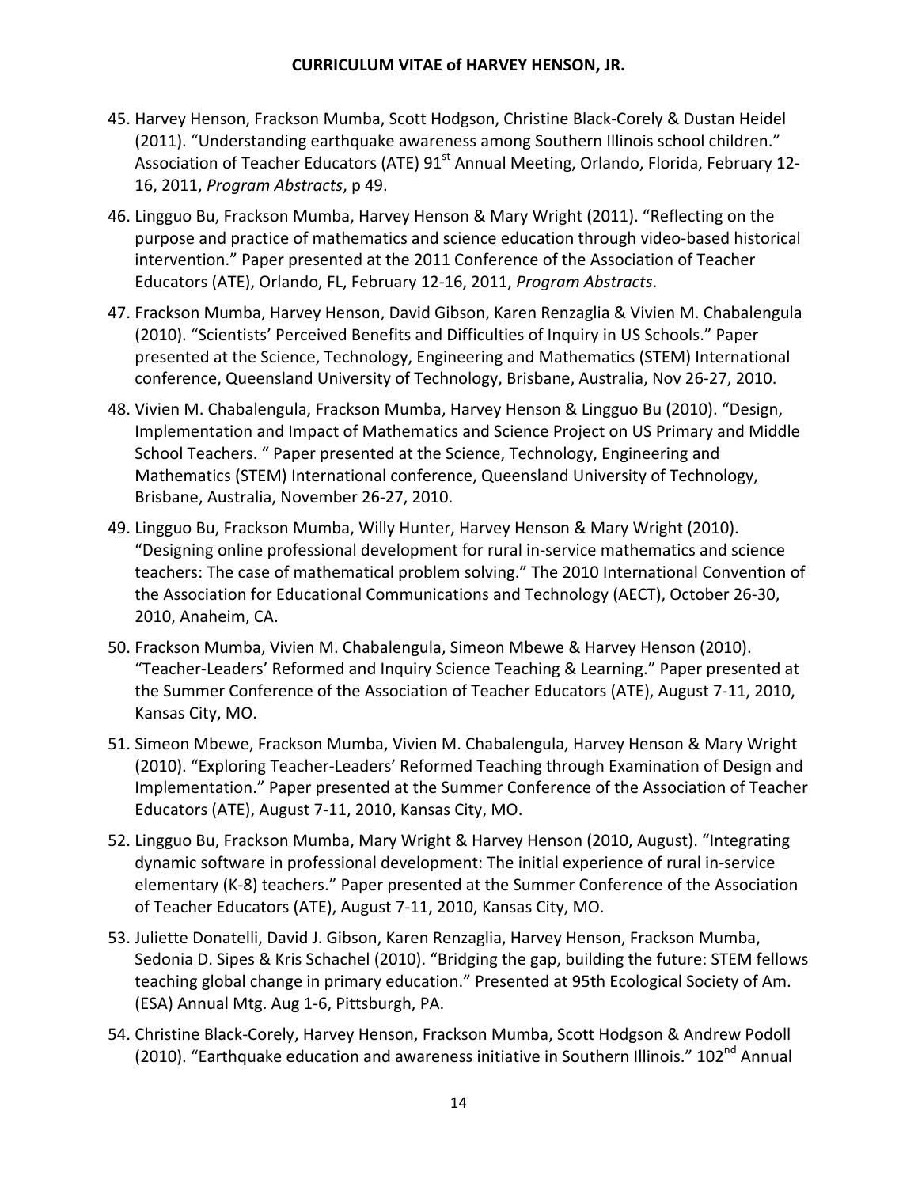45. Harvey Henson, Frackson Mumba, Scott Hodgson, Christine Black-Corely & Dustan Heidel (2011). “Understanding earthquake awareness among Southern Illinois school children.” Association of Teacher Educators (ATE) 91st Annual Meeting, Orlando, Florida, February 12-16, 2011, *Program Abstracts*, p 49.

46. Lingguo Bu, Frackson Mumba, Harvey Henson & Mary Wright (2011). “Reflecting on the purpose and practice of mathematics and science education through video-based historical intervention.” Paper presented at the 2011 Conference of the Association of Teacher Educators (ATE), Orlando, FL, February 12-16, 2011, *Program Abstracts*.

47. Frackson Mumba, Harvey Henson, David Gibson, Karen Renzaglia & Vivien M. Chabalengula (2010). “Scientists’ Perceived Benefits and Difficulties of Inquiry in US Schools.” Paper presented at the Science, Technology, Engineering and Mathematics (STEM) International conference, Queensland University of Technology, Brisbane, Australia, Nov 26-27, 2010.

48. Vivien M. Chabalengula, Frackson Mumba, Harvey Henson & Lingguo Bu (2010). “Design, Implementation and Impact of Mathematics and Science Project on US Primary and Middle School Teachers. “ Paper presented at the Science, Technology, Engineering and Mathematics (STEM) International conference, Queensland University of Technology, Brisbane, Australia, November 26-27, 2010.

49. Lingguo Bu, Frackson Mumba, Willy Hunter, Harvey Henson & Mary Wright (2010). “Designing online professional development for rural in-service mathematics and science teachers: The case of mathematical problem solving.” The 2010 International Convention of the Association for Educational Communications and Technology (AECT), October 26-30, 2010, Anaheim, CA.

50. Frackson Mumba, Vivien M. Chabalengula, Simeon Mbewe & Harvey Henson (2010). “Teacher-Leaders’ Reformed and Inquiry Science Teaching & Learning.” Paper presented at the Summer Conference of the Association of Teacher Educators (ATE), August 7-11, 2010, Kansas City, MO.

51. Simeon Mbewe, Frackson Mumba, Vivien M. Chabalengula, Harvey Henson & Mary Wright (2010). “Exploring Teacher-Leaders’ Reformed Teaching through Examination of Design and Implementation.” Paper presented at the Summer Conference of the Association of Teacher Educators (ATE), August 7-11, 2010, Kansas City, MO.

52. Lingguo Bu, Frackson Mumba, Mary Wright & Harvey Henson (2010, August). “Integrating dynamic software in professional development: The initial experience of rural in-service elementary (K-8) teachers.” Paper presented at the Summer Conference of the Association of Teacher Educators (ATE), August 7-11, 2010, Kansas City, MO.

53. Juliette Donatelli, David J. Gibson, Karen Renzaglia, Harvey Henson, Frackson Mumba, Sedonia D. Sipes & Kris Schachel (2010). “Bridging the gap, building the future: STEM fellows teaching global change in primary education.” Presented at 95th Ecological Society of Am. (ESA) Annual Mtg. Aug 1-6, Pittsburgh, PA.

54. Christine Black-Corely, Harvey Henson, Frackson Mumba, Scott Hodgson & Andrew Podoll (2010). “Earthquake education and awareness initiative in Southern Illinois.” 102nd Annual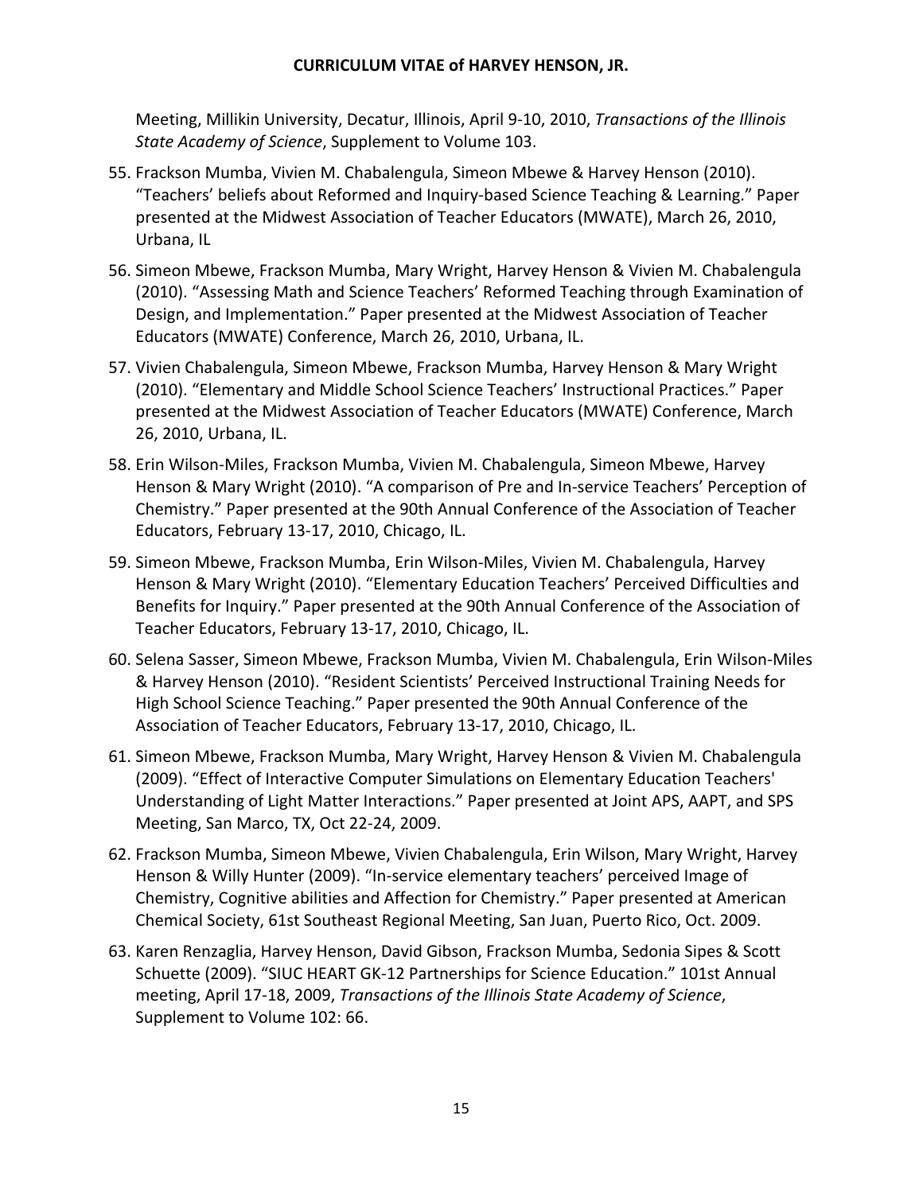Meeting, Millikin University, Decatur, Illinois, April 9-10, 2010, *Transactions of the Illinois State Academy of Science*, Supplement to Volume 103.

55. Frackson Mumba, Vivien M. Chabalengula, Simeon Mbewe & Harvey Henson (2010). "Teachers' beliefs about Reformed and Inquiry-based Science Teaching & Learning." Paper presented at the Midwest Association of Teacher Educators (MWATE), March 26, 2010, Urbana, IL
56. Simeon Mbewe, Frackson Mumba, Mary Wright, Harvey Henson & Vivien M. Chabalengula (2010). "Assessing Math and Science Teachers' Reformed Teaching through Examination of Design, and Implementation." Paper presented at the Midwest Association of Teacher Educators (MWATE) Conference, March 26, 2010, Urbana, IL.
57. Vivien Chabalengula, Simeon Mbewe, Frackson Mumba, Harvey Henson & Mary Wright (2010). "Elementary and Middle School Science Teachers' Instructional Practices." Paper presented at the Midwest Association of Teacher Educators (MWATE) Conference, March 26, 2010, Urbana, IL.
58. Erin Wilson-Miles, Frackson Mumba, Vivien M. Chabalengula, Simeon Mbewe, Harvey Henson & Mary Wright (2010). "A comparison of Pre and In-service Teachers' Perception of Chemistry." Paper presented at the 90th Annual Conference of the Association of Teacher Educators, February 13-17, 2010, Chicago, IL.
59. Simeon Mbewe, Frackson Mumba, Erin Wilson-Miles, Vivien M. Chabalengula, Harvey Henson & Mary Wright (2010). "Elementary Education Teachers' Perceived Difficulties and Benefits for Inquiry." Paper presented at the 90th Annual Conference of the Association of Teacher Educators, February 13-17, 2010, Chicago, IL.
60. Selena Sasser, Simeon Mbewe, Frackson Mumba, Vivien M. Chabalengula, Erin Wilson-Miles & Harvey Henson (2010). "Resident Scientists' Perceived Instructional Training Needs for High School Science Teaching." Paper presented the 90th Annual Conference of the Association of Teacher Educators, February 13-17, 2010, Chicago, IL.
61. Simeon Mbewe, Frackson Mumba, Mary Wright, Harvey Henson & Vivien M. Chabalengula (2009). "Effect of Interactive Computer Simulations on Elementary Education Teachers' Understanding of Light Matter Interactions." Paper presented at Joint APS, AAPT, and SPS Meeting, San Marco, TX, Oct 22-24, 2009.
62. Frackson Mumba, Simeon Mbewe, Vivien Chabalengula, Erin Wilson, Mary Wright, Harvey Henson & Willy Hunter (2009). "In-service elementary teachers' perceived Image of Chemistry, Cognitive abilities and Affection for Chemistry." Paper presented at American Chemical Society, 61st Southeast Regional Meeting, San Juan, Puerto Rico, Oct. 2009.
63. Karen Renzaglia, Harvey Henson, David Gibson, Frackson Mumba, Sedonia Sipes & Scott Schuette (2009). "SIUC HEART GK-12 Partnerships for Science Education." 101st Annual meeting, April 17-18, 2009, *Transactions of the Illinois State Academy of Science*, Supplement to Volume 102: 66.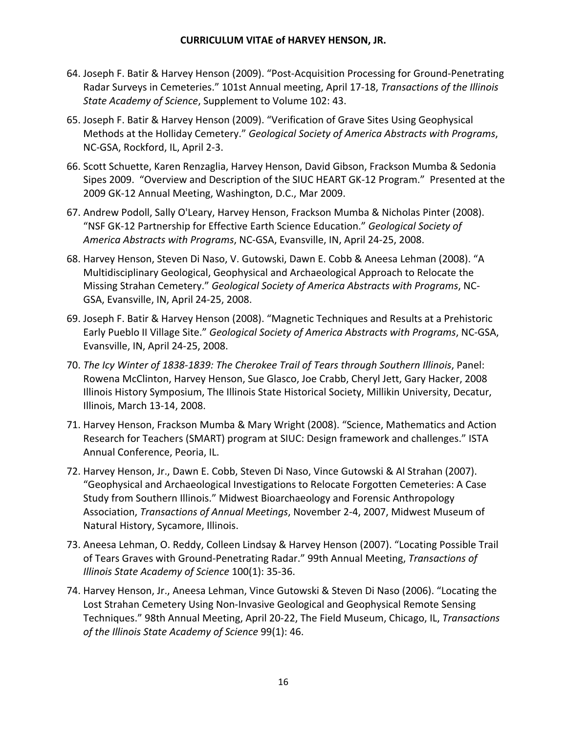64. Joseph F. Batir & Harvey Henson (2009). "Post-Acquisition Processing for Ground-Penetrating Radar Surveys in Cemeteries." 101st Annual meeting, April 17-18, *Transactions of the Illinois State Academy of Science*, Supplement to Volume 102: 43.
65. Joseph F. Batir & Harvey Henson (2009). "Verification of Grave Sites Using Geophysical Methods at the Holliday Cemetery." *Geological Society of America Abstracts with Programs*, NC-GSA, Rockford, IL, April 2-3.
66. Scott Schuette, Karen Renzaglia, Harvey Henson, David Gibson, Frackson Mumba & Sedonia Sipes 2009. "Overview and Description of the SIUC HEART GK-12 Program." Presented at the 2009 GK-12 Annual Meeting, Washington, D.C., Mar 2009.
67. Andrew Podoll, Sally O'Leary, Harvey Henson, Frackson Mumba & Nicholas Pinter (2008). "NSF GK-12 Partnership for Effective Earth Science Education." *Geological Society of America Abstracts with Programs*, NC-GSA, Evansville, IN, April 24-25, 2008.
68. Harvey Henson, Steven Di Naso, V. Gutowski, Dawn E. Cobb & Aneesa Lehman (2008). "A Multidisciplinary Geological, Geophysical and Archaeological Approach to Relocate the Missing Strahan Cemetery." *Geological Society of America Abstracts with Programs*, NC-GSA, Evansville, IN, April 24-25, 2008.
69. Joseph F. Batir & Harvey Henson (2008). "Magnetic Techniques and Results at a Prehistoric Early Pueblo II Village Site." *Geological Society of America Abstracts with Programs*, NC-GSA, Evansville, IN, April 24-25, 2008.
70. *The Icy Winter of 1838-1839: The Cherokee Trail of Tears through Southern Illinois*, Panel: Rowena McClinton, Harvey Henson, Sue Glasco, Joe Crabb, Cheryl Jett, Gary Hacker, 2008 Illinois History Symposium, The Illinois State Historical Society, Millikin University, Decatur, Illinois, March 13-14, 2008.
71. Harvey Henson, Frackson Mumba & Mary Wright (2008). "Science, Mathematics and Action Research for Teachers (SMART) program at SIUC: Design framework and challenges." ISTA Annual Conference, Peoria, IL.
72. Harvey Henson, Jr., Dawn E. Cobb, Steven Di Naso, Vince Gutowski & Al Strahan (2007). "Geophysical and Archaeological Investigations to Relocate Forgotten Cemeteries: A Case Study from Southern Illinois." Midwest Bioarchaeology and Forensic Anthropology Association, *Transactions of Annual Meetings*, November 2-4, 2007, Midwest Museum of Natural History, Sycamore, Illinois.
73. Aneesa Lehman, O. Reddy, Colleen Lindsay & Harvey Henson (2007). "Locating Possible Trail of Tears Graves with Ground-Penetrating Radar." 99th Annual Meeting, *Transactions of Illinois State Academy of Science* 100(1): 35-36.
74. Harvey Henson, Jr., Aneesa Lehman, Vince Gutowski & Steven Di Naso (2006). "Locating the Lost Strahan Cemetery Using Non-Invasive Geological and Geophysical Remote Sensing Techniques." 98th Annual Meeting, April 20-22, The Field Museum, Chicago, IL, *Transactions of the Illinois State Academy of Science* 99(1): 46.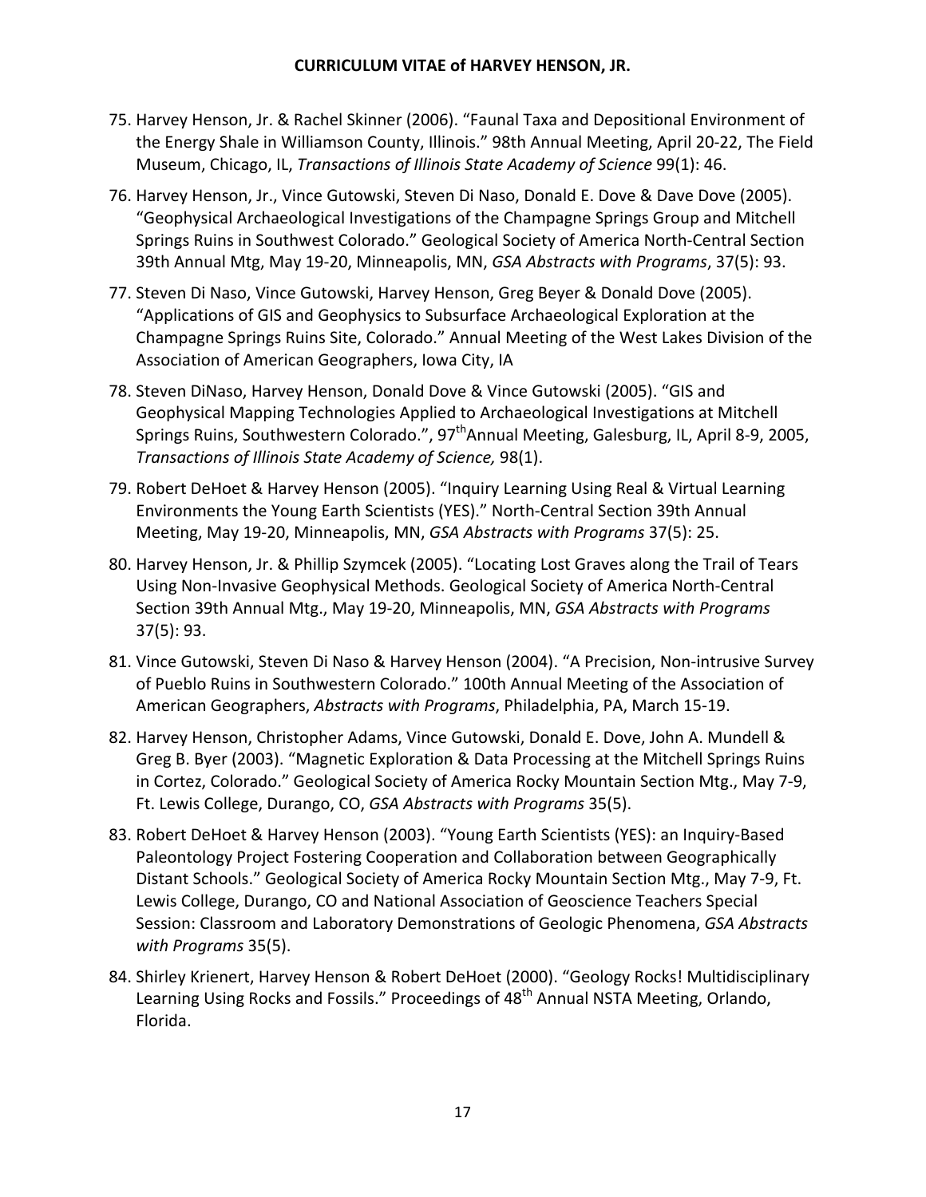75. Harvey Henson, Jr. & Rachel Skinner (2006). "Faunal Taxa and Depositional Environment of the Energy Shale in Williamson County, Illinois." 98th Annual Meeting, April 20-22, The Field Museum, Chicago, IL, *Transactions of Illinois State Academy of Science* 99(1): 46.

76. Harvey Henson, Jr., Vince Gutowski, Steven Di Naso, Donald E. Dove & Dave Dove (2005). "Geophysical Archaeological Investigations of the Champagne Springs Group and Mitchell Springs Ruins in Southwest Colorado." Geological Society of America North-Central Section 39th Annual Mtg, May 19-20, Minneapolis, MN, *GSA Abstracts with Programs*, 37(5): 93.

77. Steven Di Naso, Vince Gutowski, Harvey Henson, Greg Beyer & Donald Dove (2005). "Applications of GIS and Geophysics to Subsurface Archaeological Exploration at the Champagne Springs Ruins Site, Colorado." Annual Meeting of the West Lakes Division of the Association of American Geographers, Iowa City, IA

78. Steven DiNaso, Harvey Henson, Donald Dove & Vince Gutowski (2005). "GIS and Geophysical Mapping Technologies Applied to Archaeological Investigations at Mitchell Springs Ruins, Southwestern Colorado.", 97th Annual Meeting, Galesburg, IL, April 8-9, 2005, *Transactions of Illinois State Academy of Science,* 98(1).

79. Robert DeHoet & Harvey Henson (2005). "Inquiry Learning Using Real & Virtual Learning Environments the Young Earth Scientists (YES)." North-Central Section 39th Annual Meeting, May 19-20, Minneapolis, MN, *GSA Abstracts with Programs* 37(5): 25.

80. Harvey Henson, Jr. & Phillip Szymcek (2005). "Locating Lost Graves along the Trail of Tears Using Non-Invasive Geophysical Methods. Geological Society of America North-Central Section 39th Annual Mtg., May 19-20, Minneapolis, MN, *GSA Abstracts with Programs* 37(5): 93.

81. Vince Gutowski, Steven Di Naso & Harvey Henson (2004). "A Precision, Non-intrusive Survey of Pueblo Ruins in Southwestern Colorado." 100th Annual Meeting of the Association of American Geographers, *Abstracts with Programs*, Philadelphia, PA, March 15-19.

82. Harvey Henson, Christopher Adams, Vince Gutowski, Donald E. Dove, John A. Mundell & Greg B. Byer (2003). "Magnetic Exploration & Data Processing at the Mitchell Springs Ruins in Cortez, Colorado." Geological Society of America Rocky Mountain Section Mtg., May 7-9, Ft. Lewis College, Durango, CO, *GSA Abstracts with Programs* 35(5).

83. Robert DeHoet & Harvey Henson (2003). "Young Earth Scientists (YES): an Inquiry-Based Paleontology Project Fostering Cooperation and Collaboration between Geographically Distant Schools." Geological Society of America Rocky Mountain Section Mtg., May 7-9, Ft. Lewis College, Durango, CO and National Association of Geoscience Teachers Special Session: Classroom and Laboratory Demonstrations of Geologic Phenomena, *GSA Abstracts with Programs* 35(5).

84. Shirley Krienert, Harvey Henson & Robert DeHoet (2000). "Geology Rocks! Multidisciplinary Learning Using Rocks and Fossils." Proceedings of 48th Annual NSTA Meeting, Orlando, Florida.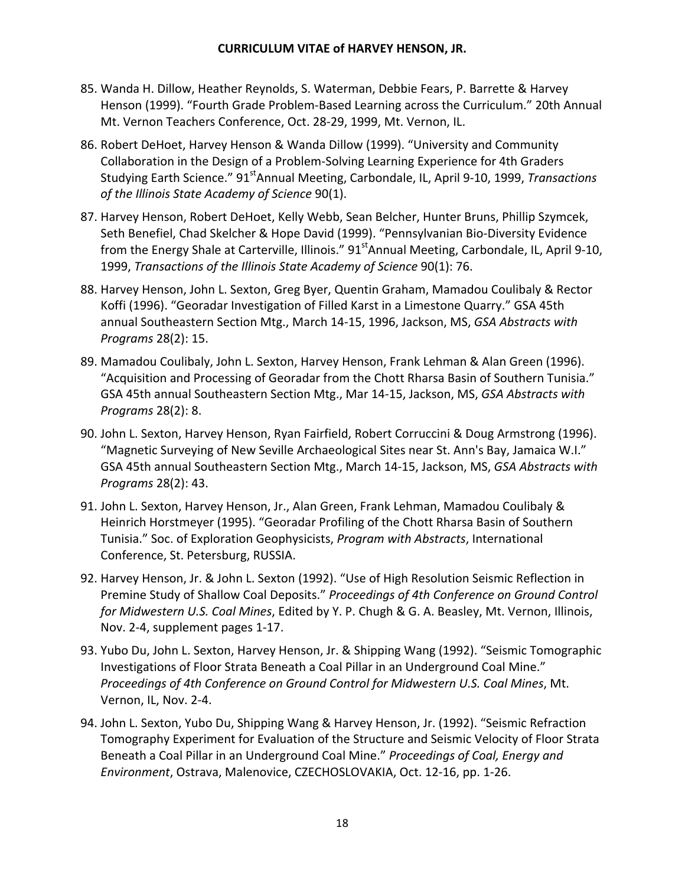85. Wanda H. Dillow, Heather Reynolds, S. Waterman, Debbie Fears, P. Barrette & Harvey Henson (1999). "Fourth Grade Problem-Based Learning across the Curriculum." 20th Annual Mt. Vernon Teachers Conference, Oct. 28-29, 1999, Mt. Vernon, IL.

86. Robert DeHoet, Harvey Henson & Wanda Dillow (1999). "University and Community Collaboration in the Design of a Problem-Solving Learning Experience for 4th Graders Studying Earth Science." 91st Annual Meeting, Carbondale, IL, April 9-10, 1999, *Transactions of the Illinois State Academy of Science* 90(1).

87. Harvey Henson, Robert DeHoet, Kelly Webb, Sean Belcher, Hunter Bruns, Phillip Szymcek, Seth Benefiel, Chad Skelcher & Hope David (1999). "Pennsylvanian Bio-Diversity Evidence from the Energy Shale at Carterville, Illinois." 91st Annual Meeting, Carbondale, IL, April 9-10, 1999, *Transactions of the Illinois State Academy of Science* 90(1): 76.

88. Harvey Henson, John L. Sexton, Greg Byer, Quentin Graham, Mamadou Coulibaly & Rector Koffi (1996). "Georadar Investigation of Filled Karst in a Limestone Quarry." GSA 45th annual Southeastern Section Mtg., March 14-15, 1996, Jackson, MS, *GSA Abstracts with Programs* 28(2): 15.

89. Mamadou Coulibaly, John L. Sexton, Harvey Henson, Frank Lehman & Alan Green (1996). "Acquisition and Processing of Georadar from the Chott Rharsa Basin of Southern Tunisia." GSA 45th annual Southeastern Section Mtg., Mar 14-15, Jackson, MS, *GSA Abstracts with Programs* 28(2): 8.

90. John L. Sexton, Harvey Henson, Ryan Fairfield, Robert Corruccini & Doug Armstrong (1996). "Magnetic Surveying of New Seville Archaeological Sites near St. Ann's Bay, Jamaica W.I." GSA 45th annual Southeastern Section Mtg., March 14-15, Jackson, MS, *GSA Abstracts with Programs* 28(2): 43.

91. John L. Sexton, Harvey Henson, Jr., Alan Green, Frank Lehman, Mamadou Coulibaly & Heinrich Horstmeyer (1995). "Georadar Profiling of the Chott Rharsa Basin of Southern Tunisia." Soc. of Exploration Geophysicists, *Program with Abstracts*, International Conference, St. Petersburg, RUSSIA.

92. Harvey Henson, Jr. & John L. Sexton (1992). "Use of High Resolution Seismic Reflection in Premine Study of Shallow Coal Deposits." *Proceedings of 4th Conference on Ground Control for Midwestern U.S. Coal Mines*, Edited by Y. P. Chugh & G. A. Beasley, Mt. Vernon, Illinois, Nov. 2-4, supplement pages 1-17.

93. Yubo Du, John L. Sexton, Harvey Henson, Jr. & Shipping Wang (1992). "Seismic Tomographic Investigations of Floor Strata Beneath a Coal Pillar in an Underground Coal Mine." *Proceedings of 4th Conference on Ground Control for Midwestern U.S. Coal Mines*, Mt. Vernon, IL, Nov. 2-4.

94. John L. Sexton, Yubo Du, Shipping Wang & Harvey Henson, Jr. (1992). "Seismic Refraction Tomography Experiment for Evaluation of the Structure and Seismic Velocity of Floor Strata Beneath a Coal Pillar in an Underground Coal Mine." *Proceedings of Coal, Energy and Environment*, Ostrava, Malenovice, CZECHOSLOVAKIA, Oct. 12-16, pp. 1-26.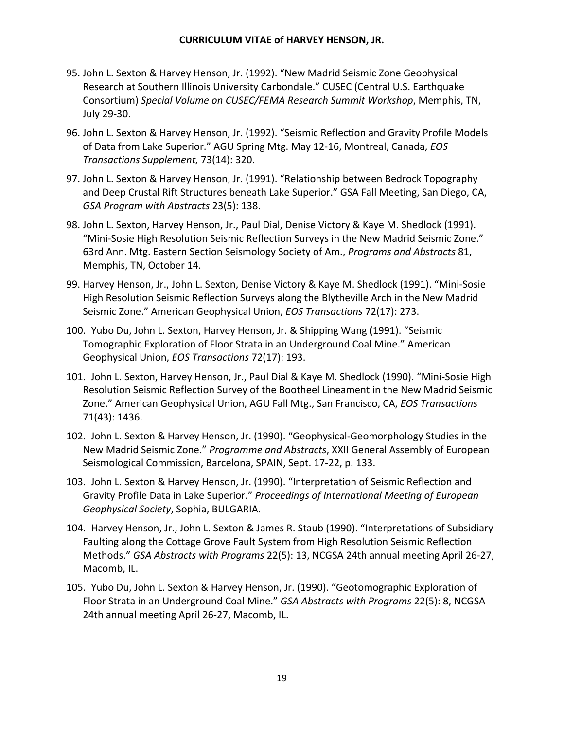95. John L. Sexton & Harvey Henson, Jr. (1992). "New Madrid Seismic Zone Geophysical Research at Southern Illinois University Carbondale." CUSEC (Central U.S. Earthquake Consortium) *Special Volume on CUSEC/FEMA Research Summit Workshop*, Memphis, TN, July 29-30.

96. John L. Sexton & Harvey Henson, Jr. (1992). "Seismic Reflection and Gravity Profile Models of Data from Lake Superior." AGU Spring Mtg. May 12-16, Montreal, Canada, *EOS Transactions Supplement,* 73(14): 320.

97. John L. Sexton & Harvey Henson, Jr. (1991). "Relationship between Bedrock Topography and Deep Crustal Rift Structures beneath Lake Superior." GSA Fall Meeting, San Diego, CA, *GSA Program with Abstracts* 23(5): 138.

98. John L. Sexton, Harvey Henson, Jr., Paul Dial, Denise Victory & Kaye M. Shedlock (1991). "Mini-Sosie High Resolution Seismic Reflection Surveys in the New Madrid Seismic Zone." 63rd Ann. Mtg. Eastern Section Seismology Society of Am., *Programs and Abstracts* 81, Memphis, TN, October 14.

99. Harvey Henson, Jr., John L. Sexton, Denise Victory & Kaye M. Shedlock (1991). "Mini-Sosie High Resolution Seismic Reflection Surveys along the Blytheville Arch in the New Madrid Seismic Zone." American Geophysical Union, *EOS Transactions* 72(17): 273.

100. Yubo Du, John L. Sexton, Harvey Henson, Jr. & Shipping Wang (1991). "Seismic Tomographic Exploration of Floor Strata in an Underground Coal Mine." American Geophysical Union, *EOS Transactions* 72(17): 193.

101. John L. Sexton, Harvey Henson, Jr., Paul Dial & Kaye M. Shedlock (1990). "Mini-Sosie High Resolution Seismic Reflection Survey of the Bootheel Lineament in the New Madrid Seismic Zone." American Geophysical Union, AGU Fall Mtg., San Francisco, CA, *EOS Transactions* 71(43): 1436.

102. John L. Sexton & Harvey Henson, Jr. (1990). "Geophysical-Geomorphology Studies in the New Madrid Seismic Zone." *Programme and Abstracts*, XXII General Assembly of European Seismological Commission, Barcelona, SPAIN, Sept. 17-22, p. 133.

103. John L. Sexton & Harvey Henson, Jr. (1990). "Interpretation of Seismic Reflection and Gravity Profile Data in Lake Superior." *Proceedings of International Meeting of European Geophysical Society*, Sophia, BULGARIA.

104. Harvey Henson, Jr., John L. Sexton & James R. Staub (1990). "Interpretations of Subsidiary Faulting along the Cottage Grove Fault System from High Resolution Seismic Reflection Methods." *GSA Abstracts with Programs* 22(5): 13, NCGSA 24th annual meeting April 26-27, Macomb, IL.

105. Yubo Du, John L. Sexton & Harvey Henson, Jr. (1990). "Geotomographic Exploration of Floor Strata in an Underground Coal Mine." *GSA Abstracts with Programs* 22(5): 8, NCGSA 24th annual meeting April 26-27, Macomb, IL.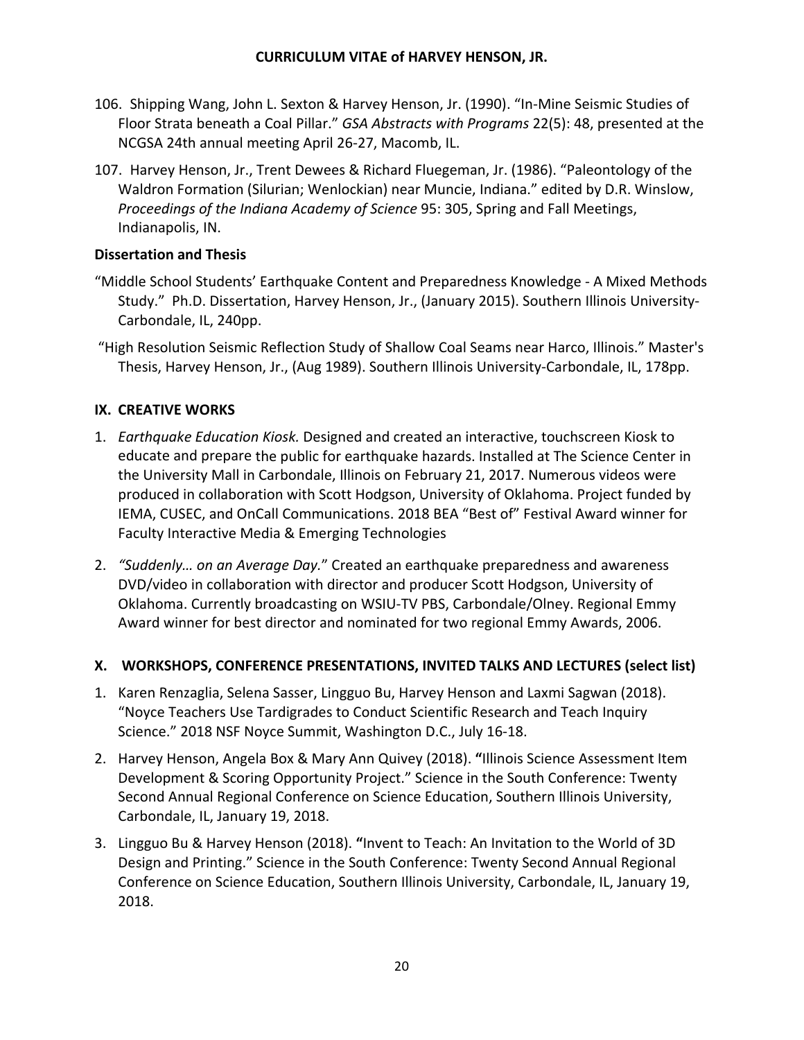106. Shipping Wang, John L. Sexton & Harvey Henson, Jr. (1990). "In-Mine Seismic Studies of Floor Strata beneath a Coal Pillar." *GSA Abstracts with Programs* 22(5): 48, presented at the NCGSA 24th annual meeting April 26-27, Macomb, IL.

107. Harvey Henson, Jr., Trent Dewees & Richard Fluegeman, Jr. (1986). "Paleontology of the Waldron Formation (Silurian; Wenlockian) near Muncie, Indiana." edited by D.R. Winslow, *Proceedings of the Indiana Academy of Science* 95: 305, Spring and Fall Meetings, Indianapolis, IN.

### Dissertation and Thesis

"Middle School Students' Earthquake Content and Preparedness Knowledge - A Mixed Methods Study." Ph.D. Dissertation, Harvey Henson, Jr., (January 2015). Southern Illinois University-Carbondale, IL, 240pp.

"High Resolution Seismic Reflection Study of Shallow Coal Seams near Harco, Illinois." Master's Thesis, Harvey Henson, Jr., (Aug 1989). Southern Illinois University-Carbondale, IL, 178pp.

## IX. CREATIVE WORKS

1. *Earthquake Education Kiosk.* Designed and created an interactive, touchscreen Kiosk to educate and prepare the public for earthquake hazards. Installed at The Science Center in the University Mall in Carbondale, Illinois on February 21, 2017. Numerous videos were produced in collaboration with Scott Hodgson, University of Oklahoma. Project funded by IEMA, CUSEC, and OnCall Communications. 2018 BEA "Best of" Festival Award winner for Faculty Interactive Media & Emerging Technologies

2. *"Suddenly… on an Average Day."* Created an earthquake preparedness and awareness DVD/video in collaboration with director and producer Scott Hodgson, University of Oklahoma. Currently broadcasting on WSIU-TV PBS, Carbondale/Olney. Regional Emmy Award winner for best director and nominated for two regional Emmy Awards, 2006.

## X. WORKSHOPS, CONFERENCE PRESENTATIONS, INVITED TALKS AND LECTURES (select list)

1. Karen Renzaglia, Selena Sasser, Lingguo Bu, Harvey Henson and Laxmi Sagwan (2018). "Noyce Teachers Use Tardigrades to Conduct Scientific Research and Teach Inquiry Science." 2018 NSF Noyce Summit, Washington D.C., July 16-18.

2. Harvey Henson, Angela Box & Mary Ann Quivey (2018). **"**Illinois Science Assessment Item Development & Scoring Opportunity Project." Science in the South Conference: Twenty Second Annual Regional Conference on Science Education, Southern Illinois University, Carbondale, IL, January 19, 2018.

3. Lingguo Bu & Harvey Henson (2018). **"**Invent to Teach: An Invitation to the World of 3D Design and Printing." Science in the South Conference: Twenty Second Annual Regional Conference on Science Education, Southern Illinois University, Carbondale, IL, January 19, 2018.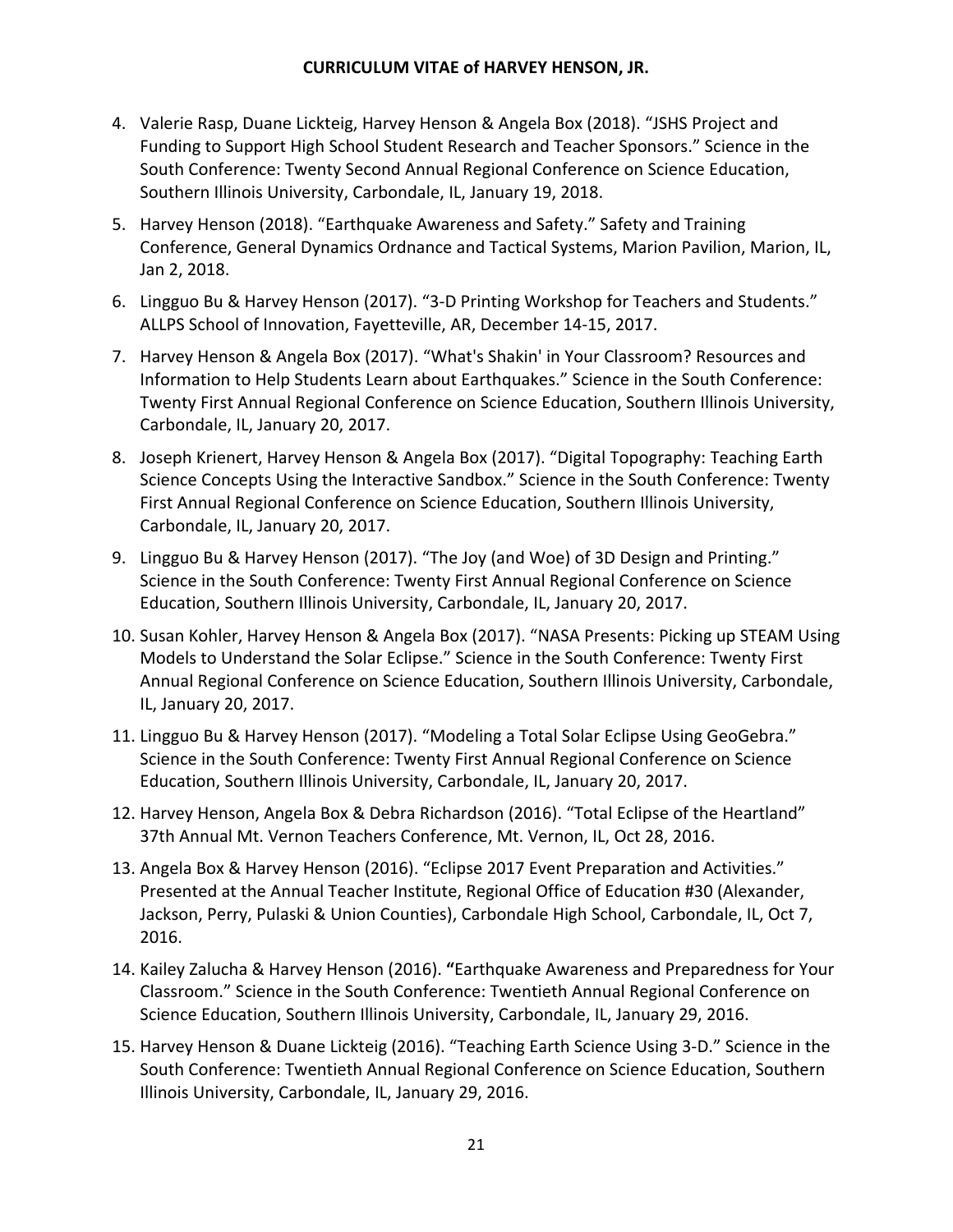4. Valerie Rasp, Duane Lickteig, Harvey Henson & Angela Box (2018). “JSHS Project and Funding to Support High School Student Research and Teacher Sponsors.” Science in the South Conference: Twenty Second Annual Regional Conference on Science Education, Southern Illinois University, Carbondale, IL, January 19, 2018.
5. Harvey Henson (2018). “Earthquake Awareness and Safety.” Safety and Training Conference, General Dynamics Ordnance and Tactical Systems, Marion Pavilion, Marion, IL, Jan 2, 2018.
6. Lingguo Bu & Harvey Henson (2017). “3-D Printing Workshop for Teachers and Students.” ALLPS School of Innovation, Fayetteville, AR, December 14-15, 2017.
7. Harvey Henson & Angela Box (2017). “What's Shakin' in Your Classroom? Resources and Information to Help Students Learn about Earthquakes.” Science in the South Conference: Twenty First Annual Regional Conference on Science Education, Southern Illinois University, Carbondale, IL, January 20, 2017.
8. Joseph Krienert, Harvey Henson & Angela Box (2017). “Digital Topography: Teaching Earth Science Concepts Using the Interactive Sandbox.” Science in the South Conference: Twenty First Annual Regional Conference on Science Education, Southern Illinois University, Carbondale, IL, January 20, 2017.
9. Lingguo Bu & Harvey Henson (2017). “The Joy (and Woe) of 3D Design and Printing.” Science in the South Conference: Twenty First Annual Regional Conference on Science Education, Southern Illinois University, Carbondale, IL, January 20, 2017.
10. Susan Kohler, Harvey Henson & Angela Box (2017). “NASA Presents: Picking up STEAM Using Models to Understand the Solar Eclipse.” Science in the South Conference: Twenty First Annual Regional Conference on Science Education, Southern Illinois University, Carbondale, IL, January 20, 2017.
11. Lingguo Bu & Harvey Henson (2017). “Modeling a Total Solar Eclipse Using GeoGebra.” Science in the South Conference: Twenty First Annual Regional Conference on Science Education, Southern Illinois University, Carbondale, IL, January 20, 2017.
12. Harvey Henson, Angela Box & Debra Richardson (2016). “Total Eclipse of the Heartland” 37th Annual Mt. Vernon Teachers Conference, Mt. Vernon, IL, Oct 28, 2016.
13. Angela Box & Harvey Henson (2016). “Eclipse 2017 Event Preparation and Activities.” Presented at the Annual Teacher Institute, Regional Office of Education #30 (Alexander, Jackson, Perry, Pulaski & Union Counties), Carbondale High School, Carbondale, IL, Oct 7, 2016.
14. Kailey Zalucha & Harvey Henson (2016). **“**Earthquake Awareness and Preparedness for Your Classroom.” Science in the South Conference: Twentieth Annual Regional Conference on Science Education, Southern Illinois University, Carbondale, IL, January 29, 2016.
15. Harvey Henson & Duane Lickteig (2016). “Teaching Earth Science Using 3-D.” Science in the South Conference: Twentieth Annual Regional Conference on Science Education, Southern Illinois University, Carbondale, IL, January 29, 2016.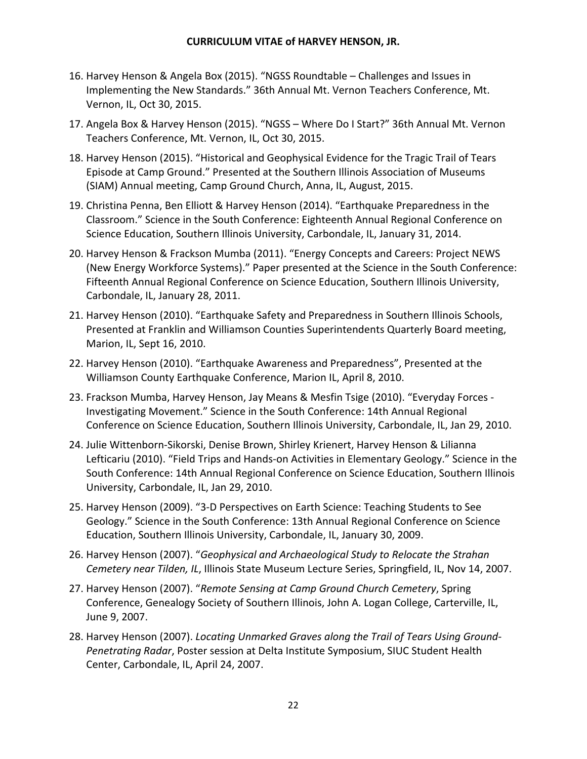16. Harvey Henson & Angela Box (2015). "NGSS Roundtable – Challenges and Issues in Implementing the New Standards." 36th Annual Mt. Vernon Teachers Conference, Mt. Vernon, IL, Oct 30, 2015.
17. Angela Box & Harvey Henson (2015). "NGSS – Where Do I Start?" 36th Annual Mt. Vernon Teachers Conference, Mt. Vernon, IL, Oct 30, 2015.
18. Harvey Henson (2015). "Historical and Geophysical Evidence for the Tragic Trail of Tears Episode at Camp Ground." Presented at the Southern Illinois Association of Museums (SIAM) Annual meeting, Camp Ground Church, Anna, IL, August, 2015.
19. Christina Penna, Ben Elliott & Harvey Henson (2014). "Earthquake Preparedness in the Classroom." Science in the South Conference: Eighteenth Annual Regional Conference on Science Education, Southern Illinois University, Carbondale, IL, January 31, 2014.
20. Harvey Henson & Frackson Mumba (2011). "Energy Concepts and Careers: Project NEWS (New Energy Workforce Systems)." Paper presented at the Science in the South Conference: Fifteenth Annual Regional Conference on Science Education, Southern Illinois University, Carbondale, IL, January 28, 2011.
21. Harvey Henson (2010). "Earthquake Safety and Preparedness in Southern Illinois Schools, Presented at Franklin and Williamson Counties Superintendents Quarterly Board meeting, Marion, IL, Sept 16, 2010.
22. Harvey Henson (2010). "Earthquake Awareness and Preparedness", Presented at the Williamson County Earthquake Conference, Marion IL, April 8, 2010.
23. Frackson Mumba, Harvey Henson, Jay Means & Mesfin Tsige (2010). "Everyday Forces - Investigating Movement." Science in the South Conference: 14th Annual Regional Conference on Science Education, Southern Illinois University, Carbondale, IL, Jan 29, 2010.
24. Julie Wittenborn-Sikorski, Denise Brown, Shirley Krienert, Harvey Henson & Lilianna Lefticariu (2010). "Field Trips and Hands-on Activities in Elementary Geology." Science in the South Conference: 14th Annual Regional Conference on Science Education, Southern Illinois University, Carbondale, IL, Jan 29, 2010.
25. Harvey Henson (2009). "3-D Perspectives on Earth Science: Teaching Students to See Geology." Science in the South Conference: 13th Annual Regional Conference on Science Education, Southern Illinois University, Carbondale, IL, January 30, 2009.
26. Harvey Henson (2007). "*Geophysical and Archaeological Study to Relocate the Strahan Cemetery near Tilden, IL*, Illinois State Museum Lecture Series, Springfield, IL, Nov 14, 2007.
27. Harvey Henson (2007). "*Remote Sensing at Camp Ground Church Cemetery*, Spring Conference, Genealogy Society of Southern Illinois, John A. Logan College, Carterville, IL, June 9, 2007.
28. Harvey Henson (2007). *Locating Unmarked Graves along the Trail of Tears Using Ground-Penetrating Radar*, Poster session at Delta Institute Symposium, SIUC Student Health Center, Carbondale, IL, April 24, 2007.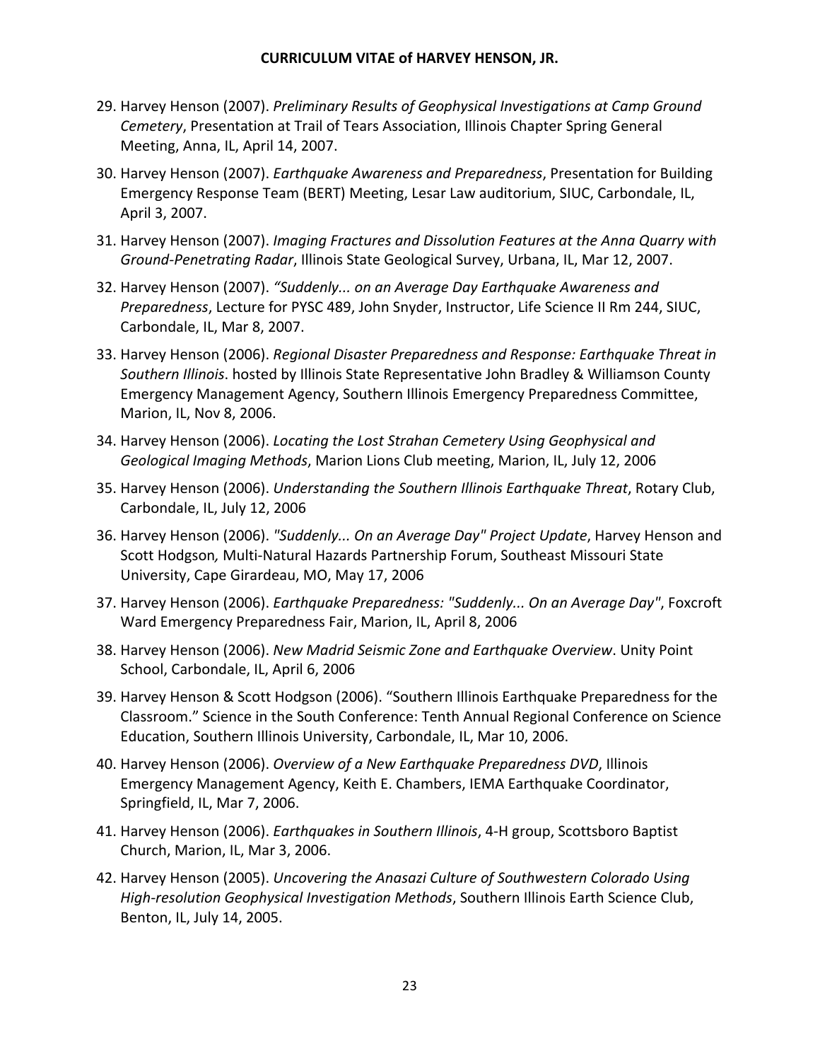29. Harvey Henson (2007). *Preliminary Results of Geophysical Investigations at Camp Ground Cemetery*, Presentation at Trail of Tears Association, Illinois Chapter Spring General Meeting, Anna, IL, April 14, 2007.
30. Harvey Henson (2007). *Earthquake Awareness and Preparedness*, Presentation for Building Emergency Response Team (BERT) Meeting, Lesar Law auditorium, SIUC, Carbondale, IL, April 3, 2007.
31. Harvey Henson (2007). *Imaging Fractures and Dissolution Features at the Anna Quarry with Ground-Penetrating Radar*, Illinois State Geological Survey, Urbana, IL, Mar 12, 2007.
32. Harvey Henson (2007). *"Suddenly... on an Average Day Earthquake Awareness and Preparedness*, Lecture for PYSC 489, John Snyder, Instructor, Life Science II Rm 244, SIUC, Carbondale, IL, Mar 8, 2007.
33. Harvey Henson (2006). *Regional Disaster Preparedness and Response: Earthquake Threat in Southern Illinois*. hosted by Illinois State Representative John Bradley & Williamson County Emergency Management Agency, Southern Illinois Emergency Preparedness Committee, Marion, IL, Nov 8, 2006.
34. Harvey Henson (2006). *Locating the Lost Strahan Cemetery Using Geophysical and Geological Imaging Methods*, Marion Lions Club meeting, Marion, IL, July 12, 2006
35. Harvey Henson (2006). *Understanding the Southern Illinois Earthquake Threat*, Rotary Club, Carbondale, IL, July 12, 2006
36. Harvey Henson (2006). *"Suddenly... On an Average Day" Project Update*, Harvey Henson and Scott Hodgson*,* Multi-Natural Hazards Partnership Forum, Southeast Missouri State University, Cape Girardeau, MO, May 17, 2006
37. Harvey Henson (2006). *Earthquake Preparedness: "Suddenly... On an Average Day"*, Foxcroft Ward Emergency Preparedness Fair, Marion, IL, April 8, 2006
38. Harvey Henson (2006). *New Madrid Seismic Zone and Earthquake Overview*. Unity Point School, Carbondale, IL, April 6, 2006
39. Harvey Henson & Scott Hodgson (2006). "Southern Illinois Earthquake Preparedness for the Classroom." Science in the South Conference: Tenth Annual Regional Conference on Science Education, Southern Illinois University, Carbondale, IL, Mar 10, 2006.
40. Harvey Henson (2006). *Overview of a New Earthquake Preparedness DVD*, Illinois Emergency Management Agency, Keith E. Chambers, IEMA Earthquake Coordinator, Springfield, IL, Mar 7, 2006.
41. Harvey Henson (2006). *Earthquakes in Southern Illinois*, 4-H group, Scottsboro Baptist Church, Marion, IL, Mar 3, 2006.
42. Harvey Henson (2005). *Uncovering the Anasazi Culture of Southwestern Colorado Using High-resolution Geophysical Investigation Methods*, Southern Illinois Earth Science Club, Benton, IL, July 14, 2005.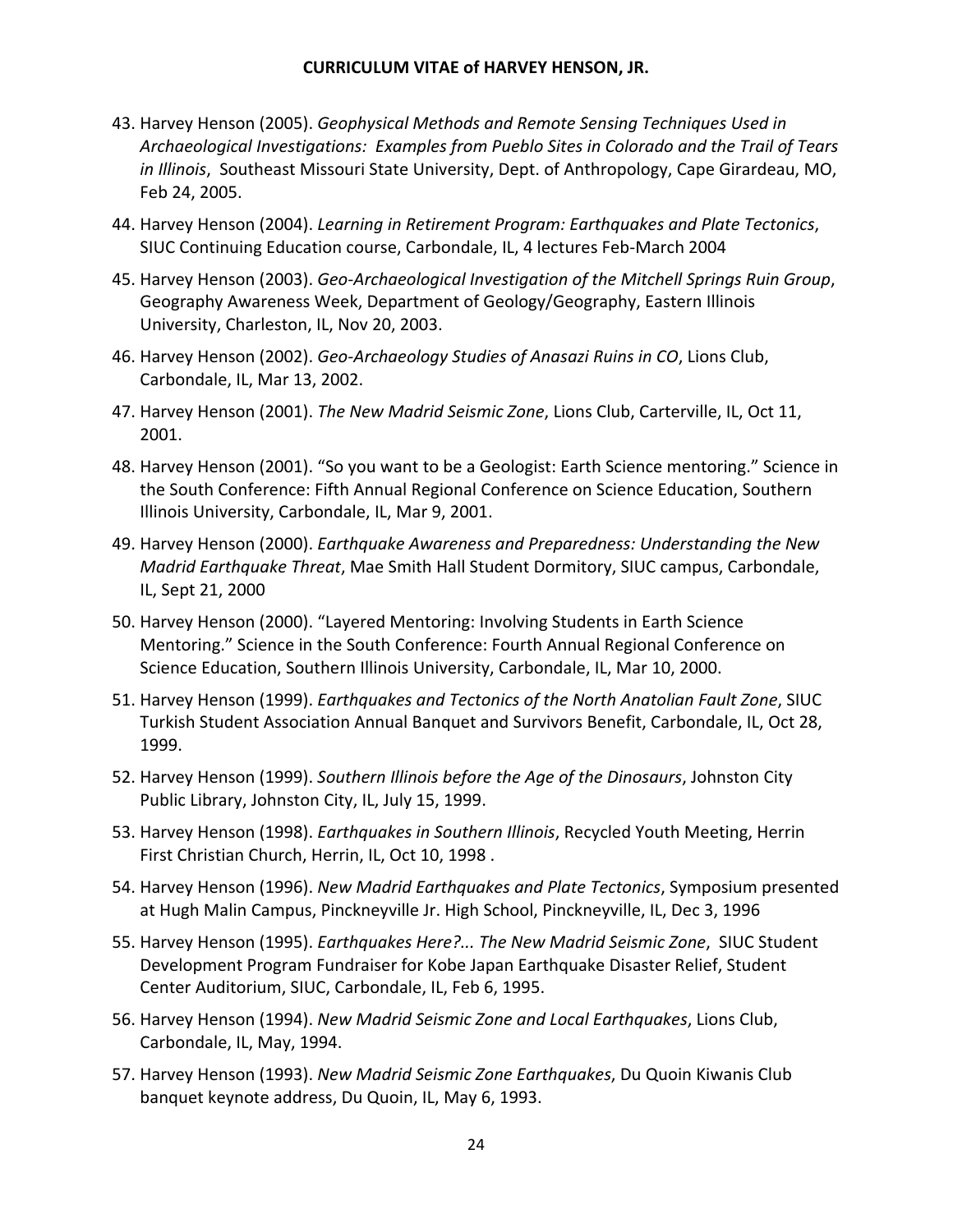43. Harvey Henson (2005). *Geophysical Methods and Remote Sensing Techniques Used in Archaeological Investigations: Examples from Pueblo Sites in Colorado and the Trail of Tears in Illinois*, Southeast Missouri State University, Dept. of Anthropology, Cape Girardeau, MO, Feb 24, 2005.
44. Harvey Henson (2004). *Learning in Retirement Program: Earthquakes and Plate Tectonics*, SIUC Continuing Education course, Carbondale, IL, 4 lectures Feb-March 2004
45. Harvey Henson (2003). *Geo-Archaeological Investigation of the Mitchell Springs Ruin Group*, Geography Awareness Week, Department of Geology/Geography, Eastern Illinois University, Charleston, IL, Nov 20, 2003.
46. Harvey Henson (2002). *Geo-Archaeology Studies of Anasazi Ruins in CO*, Lions Club, Carbondale, IL, Mar 13, 2002.
47. Harvey Henson (2001). *The New Madrid Seismic Zone*, Lions Club, Carterville, IL, Oct 11, 2001.
48. Harvey Henson (2001). "So you want to be a Geologist: Earth Science mentoring." Science in the South Conference: Fifth Annual Regional Conference on Science Education, Southern Illinois University, Carbondale, IL, Mar 9, 2001.
49. Harvey Henson (2000). *Earthquake Awareness and Preparedness: Understanding the New Madrid Earthquake Threat*, Mae Smith Hall Student Dormitory, SIUC campus, Carbondale, IL, Sept 21, 2000
50. Harvey Henson (2000). "Layered Mentoring: Involving Students in Earth Science Mentoring." Science in the South Conference: Fourth Annual Regional Conference on Science Education, Southern Illinois University, Carbondale, IL, Mar 10, 2000.
51. Harvey Henson (1999). *Earthquakes and Tectonics of the North Anatolian Fault Zone*, SIUC Turkish Student Association Annual Banquet and Survivors Benefit, Carbondale, IL, Oct 28, 1999.
52. Harvey Henson (1999). *Southern Illinois before the Age of the Dinosaurs*, Johnston City Public Library, Johnston City, IL, July 15, 1999.
53. Harvey Henson (1998). *Earthquakes in Southern Illinois*, Recycled Youth Meeting, Herrin First Christian Church, Herrin, IL, Oct 10, 1998 .
54. Harvey Henson (1996). *New Madrid Earthquakes and Plate Tectonics*, Symposium presented at Hugh Malin Campus, Pinckneyville Jr. High School, Pinckneyville, IL, Dec 3, 1996
55. Harvey Henson (1995). *Earthquakes Here?... The New Madrid Seismic Zone*, SIUC Student Development Program Fundraiser for Kobe Japan Earthquake Disaster Relief, Student Center Auditorium, SIUC, Carbondale, IL, Feb 6, 1995.
56. Harvey Henson (1994). *New Madrid Seismic Zone and Local Earthquakes*, Lions Club, Carbondale, IL, May, 1994.
57. Harvey Henson (1993). *New Madrid Seismic Zone Earthquakes*, Du Quoin Kiwanis Club banquet keynote address, Du Quoin, IL, May 6, 1993.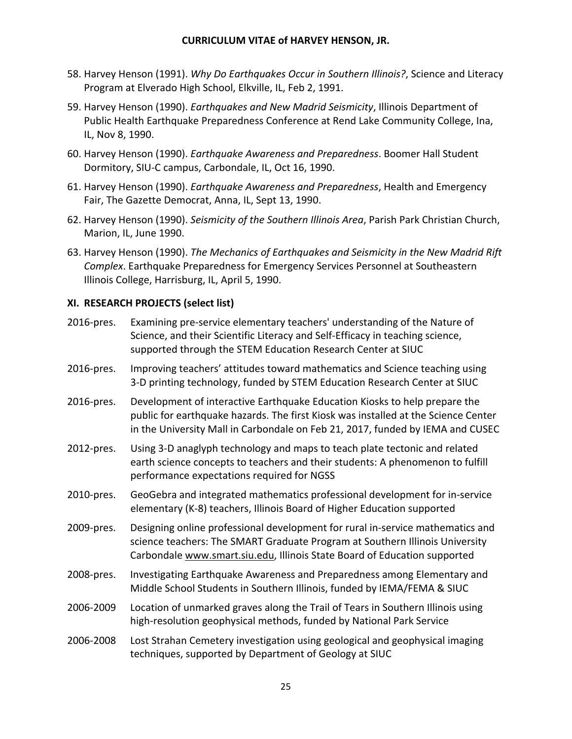58. Harvey Henson (1991). *Why Do Earthquakes Occur in Southern Illinois?*, Science and Literacy Program at Elverado High School, Elkville, IL, Feb 2, 1991.
59. Harvey Henson (1990). *Earthquakes and New Madrid Seismicity*, Illinois Department of Public Health Earthquake Preparedness Conference at Rend Lake Community College, Ina, IL, Nov 8, 1990.
60. Harvey Henson (1990). *Earthquake Awareness and Preparedness*. Boomer Hall Student Dormitory, SIU-C campus, Carbondale, IL, Oct 16, 1990.
61. Harvey Henson (1990). *Earthquake Awareness and Preparedness*, Health and Emergency Fair, The Gazette Democrat, Anna, IL, Sept 13, 1990.
62. Harvey Henson (1990). *Seismicity of the Southern Illinois Area*, Parish Park Christian Church, Marion, IL, June 1990.
63. Harvey Henson (1990). *The Mechanics of Earthquakes and Seismicity in the New Madrid Rift Complex*. Earthquake Preparedness for Emergency Services Personnel at Southeastern Illinois College, Harrisburg, IL, April 5, 1990.

## XI. RESEARCH PROJECTS (select list)

2016-pres. Examining pre-service elementary teachers' understanding of the Nature of Science, and their Scientific Literacy and Self-Efficacy in teaching science, supported through the STEM Education Research Center at SIUC

2016-pres. Improving teachers' attitudes toward mathematics and Science teaching using 3-D printing technology, funded by STEM Education Research Center at SIUC

2016-pres. Development of interactive Earthquake Education Kiosks to help prepare the public for earthquake hazards. The first Kiosk was installed at the Science Center in the University Mall in Carbondale on Feb 21, 2017, funded by IEMA and CUSEC

2012-pres. Using 3-D anaglyph technology and maps to teach plate tectonic and related earth science concepts to teachers and their students: A phenomenon to fulfill performance expectations required for NGSS

2010-pres. GeoGebra and integrated mathematics professional development for in-service elementary (K-8) teachers, Illinois Board of Higher Education supported

2009-pres. Designing online professional development for rural in-service mathematics and science teachers: The SMART Graduate Program at Southern Illinois University Carbondale www.smart.siu.edu, Illinois State Board of Education supported

2008-pres. Investigating Earthquake Awareness and Preparedness among Elementary and Middle School Students in Southern Illinois, funded by IEMA/FEMA & SIUC

2006-2009 Location of unmarked graves along the Trail of Tears in Southern Illinois using high-resolution geophysical methods, funded by National Park Service

2006-2008 Lost Strahan Cemetery investigation using geological and geophysical imaging techniques, supported by Department of Geology at SIUC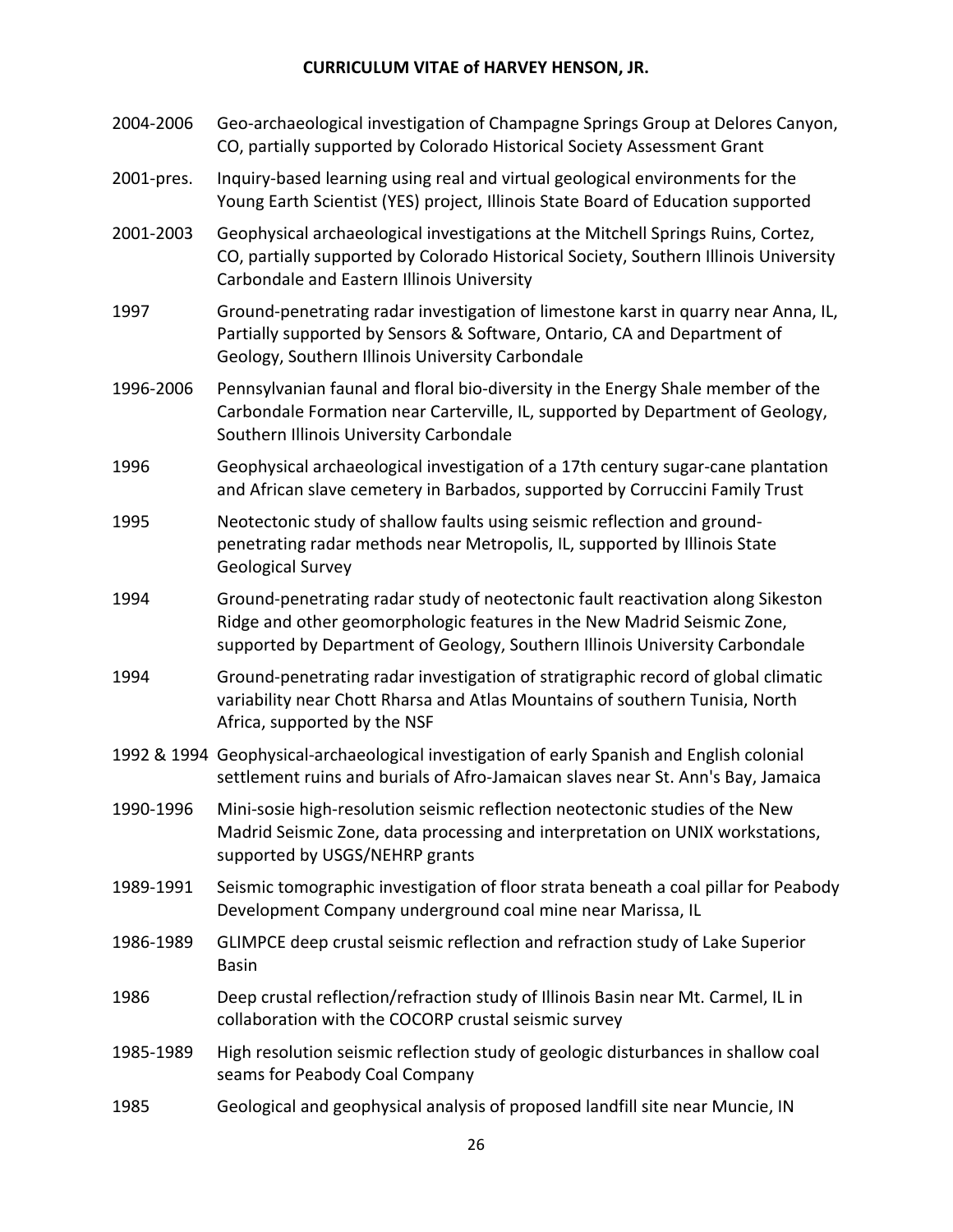2004-2006 Geo-archaeological investigation of Champagne Springs Group at Delores Canyon, CO, partially supported by Colorado Historical Society Assessment Grant

2001-pres. Inquiry-based learning using real and virtual geological environments for the Young Earth Scientist (YES) project, Illinois State Board of Education supported

2001-2003 Geophysical archaeological investigations at the Mitchell Springs Ruins, Cortez, CO, partially supported by Colorado Historical Society, Southern Illinois University Carbondale and Eastern Illinois University

1997 Ground-penetrating radar investigation of limestone karst in quarry near Anna, IL, Partially supported by Sensors & Software, Ontario, CA and Department of Geology, Southern Illinois University Carbondale

1996-2006 Pennsylvanian faunal and floral bio-diversity in the Energy Shale member of the Carbondale Formation near Carterville, IL, supported by Department of Geology, Southern Illinois University Carbondale

1996 Geophysical archaeological investigation of a 17th century sugar-cane plantation and African slave cemetery in Barbados, supported by Corruccini Family Trust

1995 Neotectonic study of shallow faults using seismic reflection and ground-penetrating radar methods near Metropolis, IL, supported by Illinois State Geological Survey

1994 Ground-penetrating radar study of neotectonic fault reactivation along Sikeston Ridge and other geomorphologic features in the New Madrid Seismic Zone, supported by Department of Geology, Southern Illinois University Carbondale

1994 Ground-penetrating radar investigation of stratigraphic record of global climatic variability near Chott Rharsa and Atlas Mountains of southern Tunisia, North Africa, supported by the NSF

1992 & 1994 Geophysical-archaeological investigation of early Spanish and English colonial settlement ruins and burials of Afro-Jamaican slaves near St. Ann's Bay, Jamaica

1990-1996 Mini-sosie high-resolution seismic reflection neotectonic studies of the New Madrid Seismic Zone, data processing and interpretation on UNIX workstations, supported by USGS/NEHRP grants

1989-1991 Seismic tomographic investigation of floor strata beneath a coal pillar for Peabody Development Company underground coal mine near Marissa, IL

1986-1989 GLIMPCE deep crustal seismic reflection and refraction study of Lake Superior Basin

1986 Deep crustal reflection/refraction study of Illinois Basin near Mt. Carmel, IL in collaboration with the COCORP crustal seismic survey

1985-1989 High resolution seismic reflection study of geologic disturbances in shallow coal seams for Peabody Coal Company

1985 Geological and geophysical analysis of proposed landfill site near Muncie, IN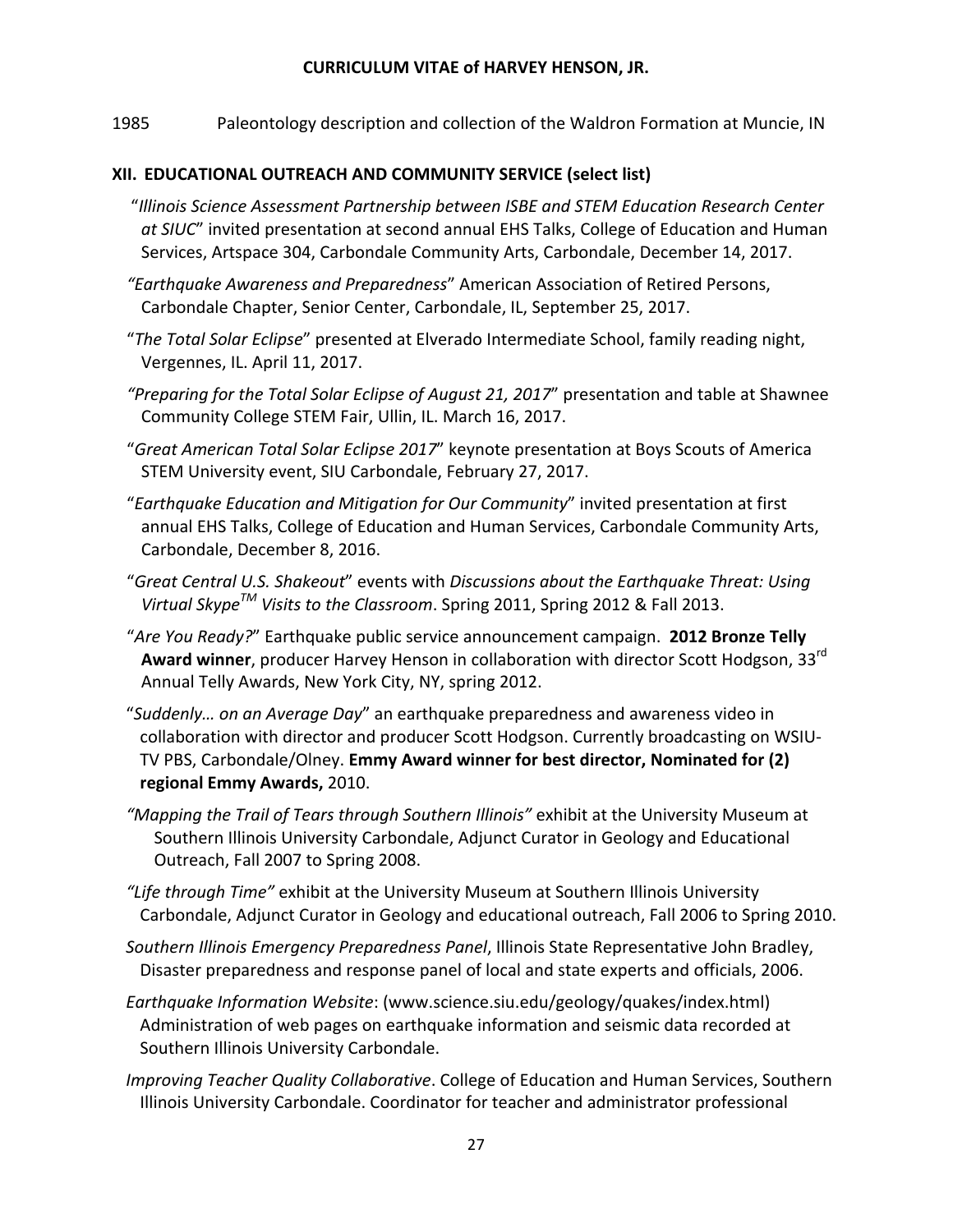1985 Paleontology description and collection of the Waldron Formation at Muncie, IN

## XII. EDUCATIONAL OUTREACH AND COMMUNITY SERVICE (select list)

"*Illinois Science Assessment Partnership between ISBE and STEM Education Research Center at SIUC*" invited presentation at second annual EHS Talks, College of Education and Human Services, Artspace 304, Carbondale Community Arts, Carbondale, December 14, 2017.

*"Earthquake Awareness and Preparedness*" American Association of Retired Persons, Carbondale Chapter, Senior Center, Carbondale, IL, September 25, 2017.

"*The Total Solar Eclipse*" presented at Elverado Intermediate School, family reading night, Vergennes, IL. April 11, 2017.

*"Preparing for the Total Solar Eclipse of August 21, 2017*" presentation and table at Shawnee Community College STEM Fair, Ullin, IL. March 16, 2017.

"*Great American Total Solar Eclipse 2017*" keynote presentation at Boys Scouts of America STEM University event, SIU Carbondale, February 27, 2017.

"*Earthquake Education and Mitigation for Our Community*" invited presentation at first annual EHS Talks, College of Education and Human Services, Carbondale Community Arts, Carbondale, December 8, 2016.

"*Great Central U.S. Shakeout*" events with *Discussions about the Earthquake Threat: Using Virtual Skype™ Visits to the Classroom*. Spring 2011, Spring 2012 & Fall 2013.

"*Are You Ready?*" Earthquake public service announcement campaign. **2012 Bronze Telly Award winner**, producer Harvey Henson in collaboration with director Scott Hodgson, 33rd Annual Telly Awards, New York City, NY, spring 2012.

"*Suddenly… on an Average Day*" an earthquake preparedness and awareness video in collaboration with director and producer Scott Hodgson. Currently broadcasting on WSIU-TV PBS, Carbondale/Olney. **Emmy Award winner for best director, Nominated for (2) regional Emmy Awards,** 2010.

*"Mapping the Trail of Tears through Southern Illinois"* exhibit at the University Museum at Southern Illinois University Carbondale, Adjunct Curator in Geology and Educational Outreach, Fall 2007 to Spring 2008.

*"Life through Time"* exhibit at the University Museum at Southern Illinois University Carbondale, Adjunct Curator in Geology and educational outreach, Fall 2006 to Spring 2010.

*Southern Illinois Emergency Preparedness Panel*, Illinois State Representative John Bradley, Disaster preparedness and response panel of local and state experts and officials, 2006.

*Earthquake Information Website*: (www.science.siu.edu/geology/quakes/index.html) Administration of web pages on earthquake information and seismic data recorded at Southern Illinois University Carbondale.

*Improving Teacher Quality Collaborative*. College of Education and Human Services, Southern Illinois University Carbondale. Coordinator for teacher and administrator professional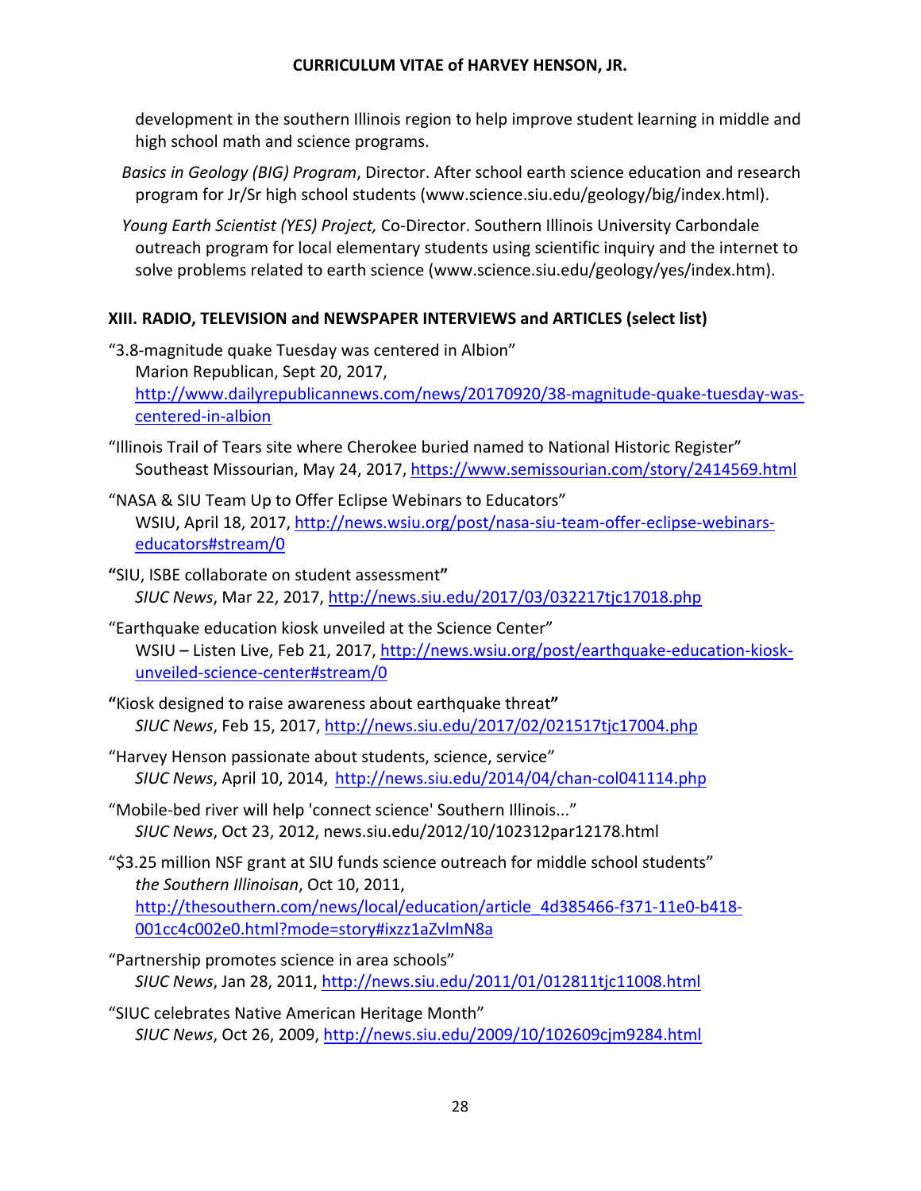development in the southern Illinois region to help improve student learning in middle and high school math and science programs.

*Basics in Geology (BIG) Program*, Director. After school earth science education and research program for Jr/Sr high school students (www.science.siu.edu/geology/big/index.html).

*Young Earth Scientist (YES) Project,* Co-Director. Southern Illinois University Carbondale outreach program for local elementary students using scientific inquiry and the internet to solve problems related to earth science (www.science.siu.edu/geology/yes/index.htm).

## XIII. RADIO, TELEVISION and NEWSPAPER INTERVIEWS and ARTICLES (select list)

"3.8-magnitude quake Tuesday was centered in Albion"
Marion Republican, Sept 20, 2017, http://www.dailyrepublicannews.com/news/20170920/38-magnitude-quake-tuesday-was-centered-in-albion

"Illinois Trail of Tears site where Cherokee buried named to National Historic Register"
Southeast Missourian, May 24, 2017, https://www.semissourian.com/story/2414569.html

"NASA & SIU Team Up to Offer Eclipse Webinars to Educators"
WSIU, April 18, 2017, http://news.wsiu.org/post/nasa-siu-team-offer-eclipse-webinars-educators#stream/0

**"**SIU, ISBE collaborate on student assessment**"**
*SIUC News*, Mar 22, 2017, http://news.siu.edu/2017/03/032217tjc17018.php

"Earthquake education kiosk unveiled at the Science Center"
WSIU – Listen Live, Feb 21, 2017, http://news.wsiu.org/post/earthquake-education-kiosk-unveiled-science-center#stream/0

**"**Kiosk designed to raise awareness about earthquake threat**"**
*SIUC News*, Feb 15, 2017, http://news.siu.edu/2017/02/021517tjc17004.php

"Harvey Henson passionate about students, science, service"
*SIUC News*, April 10, 2014, http://news.siu.edu/2014/04/chan-col041114.php

"Mobile-bed river will help 'connect science' Southern Illinois..."
*SIUC News*, Oct 23, 2012, news.siu.edu/2012/10/102312par12178.html

"$3.25 million NSF grant at SIU funds science outreach for middle school students"
*the Southern Illinoisan*, Oct 10, 2011, http://thesouthern.com/news/local/education/article_4d385466-f371-11e0-b418-001cc4c002e0.html?mode=story#ixzz1aZvlmN8a

"Partnership promotes science in area schools"
*SIUC News*, Jan 28, 2011, http://news.siu.edu/2011/01/012811tjc11008.html

"SIUC celebrates Native American Heritage Month"
*SIUC News*, Oct 26, 2009, http://news.siu.edu/2009/10/102609cjm9284.html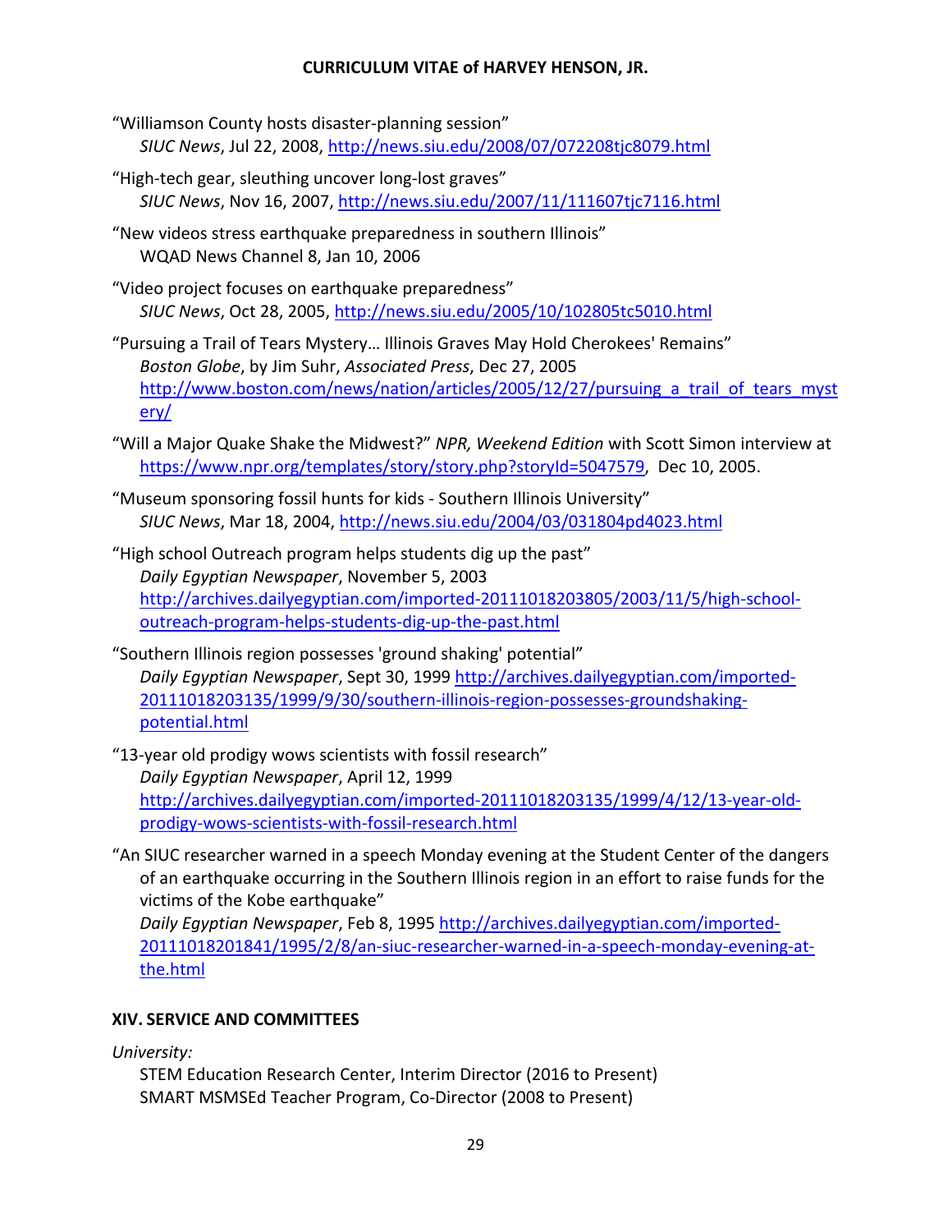"Williamson County hosts disaster-planning session"
*SIUC News*, Jul 22, 2008, http://news.siu.edu/2008/07/072208tjc8079.html

"High-tech gear, sleuthing uncover long-lost graves"
*SIUC News*, Nov 16, 2007, http://news.siu.edu/2007/11/111607tjc7116.html

"New videos stress earthquake preparedness in southern Illinois"
WQAD News Channel 8, Jan 10, 2006

"Video project focuses on earthquake preparedness"
*SIUC News*, Oct 28, 2005, http://news.siu.edu/2005/10/102805tc5010.html

"Pursuing a Trail of Tears Mystery… Illinois Graves May Hold Cherokees' Remains"
*Boston Globe*, by Jim Suhr, *Associated Press*, Dec 27, 2005
http://www.boston.com/news/nation/articles/2005/12/27/pursuing_a_trail_of_tears_mystery/

"Will a Major Quake Shake the Midwest?" *NPR, Weekend Edition* with Scott Simon interview at https://www.npr.org/templates/story/story.php?storyId=5047579, Dec 10, 2005.

"Museum sponsoring fossil hunts for kids - Southern Illinois University"
*SIUC News*, Mar 18, 2004, http://news.siu.edu/2004/03/031804pd4023.html

"High school Outreach program helps students dig up the past"
*Daily Egyptian Newspaper*, November 5, 2003
http://archives.dailyegyptian.com/imported-20111018203805/2003/11/5/high-school-outreach-program-helps-students-dig-up-the-past.html

"Southern Illinois region possesses 'ground shaking' potential"
*Daily Egyptian Newspaper*, Sept 30, 1999 http://archives.dailyegyptian.com/imported-20111018203135/1999/9/30/southern-illinois-region-possesses-groundshaking-potential.html

"13-year old prodigy wows scientists with fossil research"
*Daily Egyptian Newspaper*, April 12, 1999
http://archives.dailyegyptian.com/imported-20111018203135/1999/4/12/13-year-old-prodigy-wows-scientists-with-fossil-research.html

"An SIUC researcher warned in a speech Monday evening at the Student Center of the dangers of an earthquake occurring in the Southern Illinois region in an effort to raise funds for the victims of the Kobe earthquake"
*Daily Egyptian Newspaper*, Feb 8, 1995 http://archives.dailyegyptian.com/imported-20111018201841/1995/2/8/an-siuc-researcher-warned-in-a-speech-monday-evening-at-the.html

## XIV. SERVICE AND COMMITTEES

*University:*

STEM Education Research Center, Interim Director (2016 to Present)
SMART MSMSEd Teacher Program, Co-Director (2008 to Present)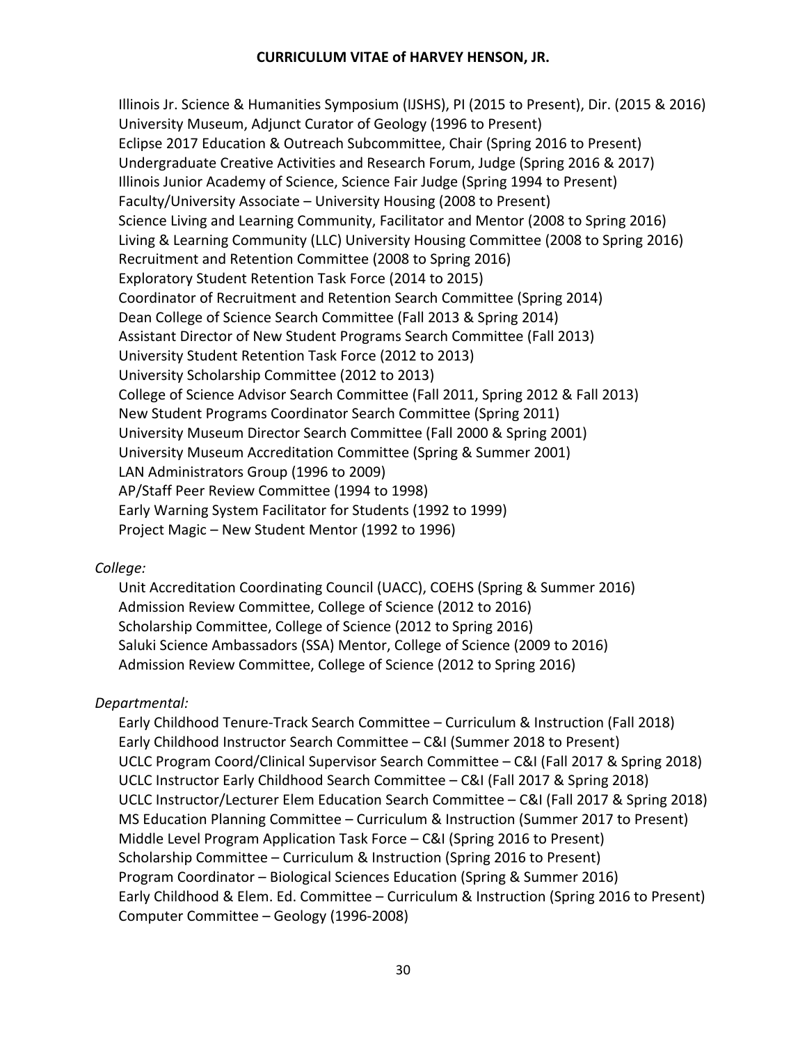Illinois Jr. Science & Humanities Symposium (IJSHS), PI (2015 to Present), Dir. (2015 & 2016)
University Museum, Adjunct Curator of Geology (1996 to Present)
Eclipse 2017 Education & Outreach Subcommittee, Chair (Spring 2016 to Present)
Undergraduate Creative Activities and Research Forum, Judge (Spring 2016 & 2017)
Illinois Junior Academy of Science, Science Fair Judge (Spring 1994 to Present)
Faculty/University Associate – University Housing (2008 to Present)
Science Living and Learning Community, Facilitator and Mentor (2008 to Spring 2016)
Living & Learning Community (LLC) University Housing Committee (2008 to Spring 2016)
Recruitment and Retention Committee (2008 to Spring 2016)
Exploratory Student Retention Task Force (2014 to 2015)
Coordinator of Recruitment and Retention Search Committee (Spring 2014)
Dean College of Science Search Committee (Fall 2013 & Spring 2014)
Assistant Director of New Student Programs Search Committee (Fall 2013)
University Student Retention Task Force (2012 to 2013)
University Scholarship Committee (2012 to 2013)
College of Science Advisor Search Committee (Fall 2011, Spring 2012 & Fall 2013)
New Student Programs Coordinator Search Committee (Spring 2011)
University Museum Director Search Committee (Fall 2000 & Spring 2001)
University Museum Accreditation Committee (Spring & Summer 2001)
LAN Administrators Group (1996 to 2009)
AP/Staff Peer Review Committee (1994 to 1998)
Early Warning System Facilitator for Students (1992 to 1999)
Project Magic – New Student Mentor (1992 to 1996)

*College:*

Unit Accreditation Coordinating Council (UACC), COEHS (Spring & Summer 2016)
Admission Review Committee, College of Science (2012 to 2016)
Scholarship Committee, College of Science (2012 to Spring 2016)
Saluki Science Ambassadors (SSA) Mentor, College of Science (2009 to 2016)
Admission Review Committee, College of Science (2012 to Spring 2016)

*Departmental:*

Early Childhood Tenure-Track Search Committee – Curriculum & Instruction (Fall 2018)
Early Childhood Instructor Search Committee – C&I (Summer 2018 to Present)
UCLC Program Coord/Clinical Supervisor Search Committee – C&I (Fall 2017 & Spring 2018)
UCLC Instructor Early Childhood Search Committee – C&I (Fall 2017 & Spring 2018)
UCLC Instructor/Lecturer Elem Education Search Committee – C&I (Fall 2017 & Spring 2018)
MS Education Planning Committee – Curriculum & Instruction (Summer 2017 to Present)
Middle Level Program Application Task Force – C&I (Spring 2016 to Present)
Scholarship Committee – Curriculum & Instruction (Spring 2016 to Present)
Program Coordinator – Biological Sciences Education (Spring & Summer 2016)
Early Childhood & Elem. Ed. Committee – Curriculum & Instruction (Spring 2016 to Present)
Computer Committee – Geology (1996-2008)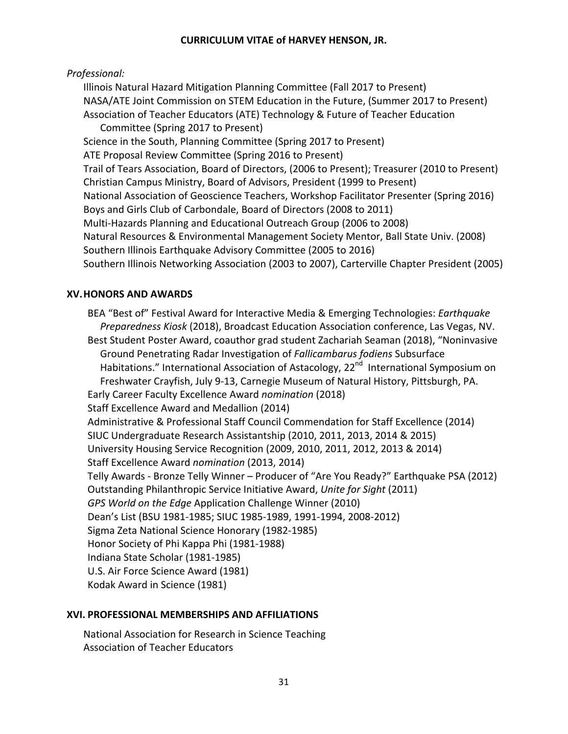*Professional:*

Illinois Natural Hazard Mitigation Planning Committee (Fall 2017 to Present)
NASA/ATE Joint Commission on STEM Education in the Future, (Summer 2017 to Present)
Association of Teacher Educators (ATE) Technology & Future of Teacher Education Committee (Spring 2017 to Present)
Science in the South, Planning Committee (Spring 2017 to Present)
ATE Proposal Review Committee (Spring 2016 to Present)
Trail of Tears Association, Board of Directors, (2006 to Present); Treasurer (2010 to Present)
Christian Campus Ministry, Board of Advisors, President (1999 to Present)
National Association of Geoscience Teachers, Workshop Facilitator Presenter (Spring 2016)
Boys and Girls Club of Carbondale, Board of Directors (2008 to 2011)
Multi-Hazards Planning and Educational Outreach Group (2006 to 2008)
Natural Resources & Environmental Management Society Mentor, Ball State Univ. (2008)
Southern Illinois Earthquake Advisory Committee (2005 to 2016)
Southern Illinois Networking Association (2003 to 2007), Carterville Chapter President (2005)

## XV. HONORS AND AWARDS

BEA "Best of" Festival Award for Interactive Media & Emerging Technologies: *Earthquake Preparedness Kiosk* (2018), Broadcast Education Association conference, Las Vegas, NV.
Best Student Poster Award, coauthor grad student Zachariah Seaman (2018), "Noninvasive Ground Penetrating Radar Investigation of *Fallicambarus fodiens* Subsurface Habitations." International Association of Astacology, 22nd International Symposium on Freshwater Crayfish, July 9-13, Carnegie Museum of Natural History, Pittsburgh, PA.
Early Career Faculty Excellence Award *nomination* (2018)
Staff Excellence Award and Medallion (2014)
Administrative & Professional Staff Council Commendation for Staff Excellence (2014)
SIUC Undergraduate Research Assistantship (2010, 2011, 2013, 2014 & 2015)
University Housing Service Recognition (2009, 2010, 2011, 2012, 2013 & 2014)
Staff Excellence Award *nomination* (2013, 2014)
Telly Awards - Bronze Telly Winner – Producer of "Are You Ready?" Earthquake PSA (2012)
Outstanding Philanthropic Service Initiative Award, *Unite for Sight* (2011)
*GPS World on the Edge* Application Challenge Winner (2010)
Dean's List (BSU 1981-1985; SIUC 1985-1989, 1991-1994, 2008-2012)
Sigma Zeta National Science Honorary (1982-1985)
Honor Society of Phi Kappa Phi (1981-1988)
Indiana State Scholar (1981-1985)
U.S. Air Force Science Award (1981)
Kodak Award in Science (1981)

## XVI. PROFESSIONAL MEMBERSHIPS AND AFFILIATIONS

National Association for Research in Science Teaching
Association of Teacher Educators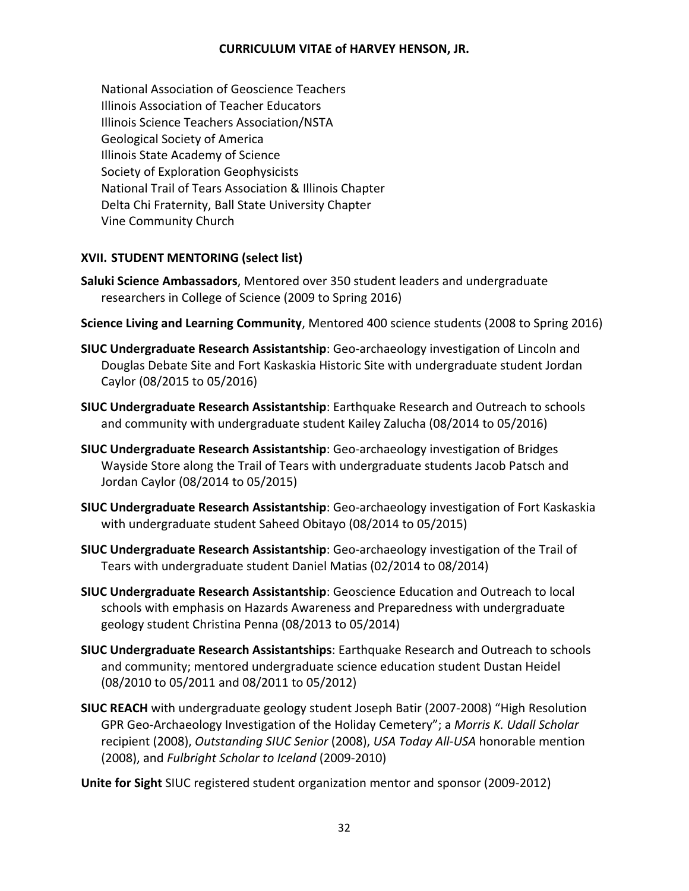National Association of Geoscience Teachers
Illinois Association of Teacher Educators
Illinois Science Teachers Association/NSTA
Geological Society of America
Illinois State Academy of Science
Society of Exploration Geophysicists
National Trail of Tears Association & Illinois Chapter
Delta Chi Fraternity, Ball State University Chapter
Vine Community Church

## XVII. STUDENT MENTORING (select list)

**Saluki Science Ambassadors**, Mentored over 350 student leaders and undergraduate researchers in College of Science (2009 to Spring 2016)

**Science Living and Learning Community**, Mentored 400 science students (2008 to Spring 2016)

**SIUC Undergraduate Research Assistantship**: Geo-archaeology investigation of Lincoln and Douglas Debate Site and Fort Kaskaskia Historic Site with undergraduate student Jordan Caylor (08/2015 to 05/2016)

**SIUC Undergraduate Research Assistantship**: Earthquake Research and Outreach to schools and community with undergraduate student Kailey Zalucha (08/2014 to 05/2016)

**SIUC Undergraduate Research Assistantship**: Geo-archaeology investigation of Bridges Wayside Store along the Trail of Tears with undergraduate students Jacob Patsch and Jordan Caylor (08/2014 to 05/2015)

**SIUC Undergraduate Research Assistantship**: Geo-archaeology investigation of Fort Kaskaskia with undergraduate student Saheed Obitayo (08/2014 to 05/2015)

**SIUC Undergraduate Research Assistantship**: Geo-archaeology investigation of the Trail of Tears with undergraduate student Daniel Matias (02/2014 to 08/2014)

**SIUC Undergraduate Research Assistantship**: Geoscience Education and Outreach to local schools with emphasis on Hazards Awareness and Preparedness with undergraduate geology student Christina Penna (08/2013 to 05/2014)

**SIUC Undergraduate Research Assistantships**: Earthquake Research and Outreach to schools and community; mentored undergraduate science education student Dustan Heidel (08/2010 to 05/2011 and 08/2011 to 05/2012)

**SIUC REACH** with undergraduate geology student Joseph Batir (2007-2008) "High Resolution GPR Geo-Archaeology Investigation of the Holiday Cemetery"; a *Morris K. Udall Scholar* recipient (2008), *Outstanding SIUC Senior* (2008), *USA Today All-USA* honorable mention (2008), and *Fulbright Scholar to Iceland* (2009-2010)

**Unite for Sight** SIUC registered student organization mentor and sponsor (2009-2012)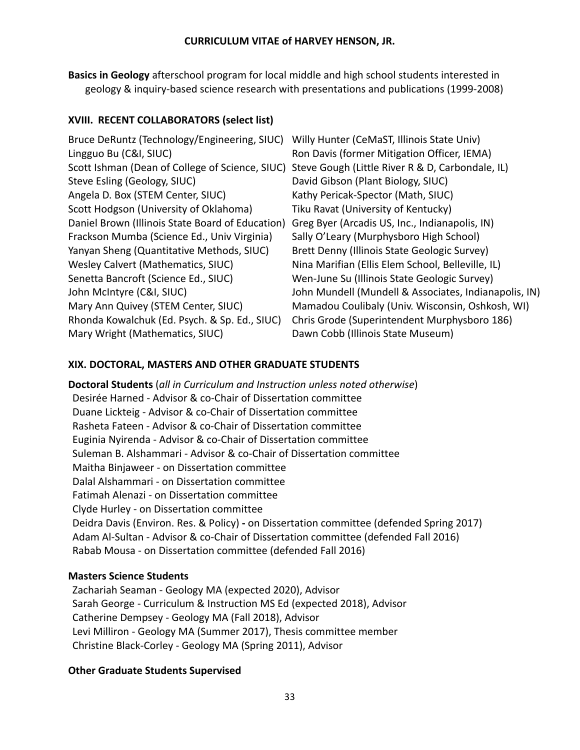**Basics in Geology** afterschool program for local middle and high school students interested in geology & inquiry-based science research with presentations and publications (1999-2008)

## XVIII. RECENT COLLABORATORS (select list)

Bruce DeRuntz (Technology/Engineering, SIUC)
Lingguo Bu (C&I, SIUC)
Scott Ishman (Dean of College of Science, SIUC)
Steve Esling (Geology, SIUC)
Angela D. Box (STEM Center, SIUC)
Scott Hodgson (University of Oklahoma)
Daniel Brown (Illinois State Board of Education)
Frackson Mumba (Science Ed., Univ Virginia)
Yanyan Sheng (Quantitative Methods, SIUC)
Wesley Calvert (Mathematics, SIUC)
Senetta Bancroft (Science Ed., SIUC)
John McIntyre (C&I, SIUC)
Mary Ann Quivey (STEM Center, SIUC)
Rhonda Kowalchuk (Ed. Psych. & Sp. Ed., SIUC)
Mary Wright (Mathematics, SIUC)
Willy Hunter (CeMaST, Illinois State Univ)
Ron Davis (former Mitigation Officer, IEMA)
Steve Gough (Little River R & D, Carbondale, IL)
David Gibson (Plant Biology, SIUC)
Kathy Pericak-Spector (Math, SIUC)
Tiku Ravat (University of Kentucky)
Greg Byer (Arcadis US, Inc., Indianapolis, IN)
Sally O'Leary (Murphysboro High School)
Brett Denny (Illinois State Geologic Survey)
Nina Marifian (Ellis Elem School, Belleville, IL)
Wen-June Su (Illinois State Geologic Survey)
John Mundell (Mundell & Associates, Indianapolis, IN)
Mamadou Coulibaly (Univ. Wisconsin, Oshkosh, WI)
Chris Grode (Superintendent Murphysboro 186)
Dawn Cobb (Illinois State Museum)

## XIX. DOCTORAL, MASTERS AND OTHER GRADUATE STUDENTS

**Doctoral Students** (*all in Curriculum and Instruction unless noted otherwise*)

Desirée Harned - Advisor & co-Chair of Dissertation committee
Duane Lickteig - Advisor & co-Chair of Dissertation committee
Rasheta Fateen - Advisor & co-Chair of Dissertation committee
Euginia Nyirenda - Advisor & co-Chair of Dissertation committee
Suleman B. Alshammari - Advisor & co-Chair of Dissertation committee
Maitha Binjaweer - on Dissertation committee
Dalal Alshammari - on Dissertation committee
Fatimah Alenazi - on Dissertation committee
Clyde Hurley - on Dissertation committee
Deidra Davis (Environ. Res. & Policy) **-** on Dissertation committee (defended Spring 2017)
Adam Al-Sultan - Advisor & co-Chair of Dissertation committee (defended Fall 2016)
Rabab Mousa - on Dissertation committee (defended Fall 2016)

**Masters Science Students**

Zachariah Seaman - Geology MA (expected 2020), Advisor
Sarah George - Curriculum & Instruction MS Ed (expected 2018), Advisor
Catherine Dempsey - Geology MA (Fall 2018), Advisor
Levi Milliron - Geology MA (Summer 2017), Thesis committee member
Christine Black-Corley - Geology MA (Spring 2011), Advisor

**Other Graduate Students Supervised**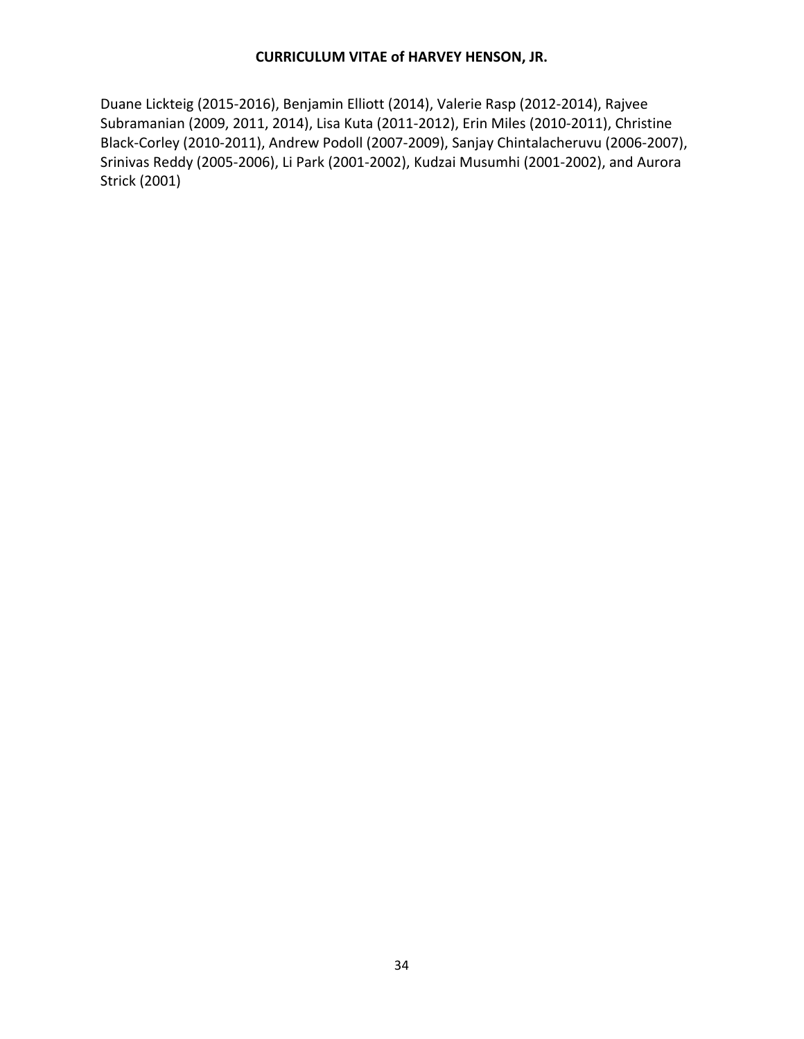Duane Lickteig (2015-2016), Benjamin Elliott (2014), Valerie Rasp (2012-2014), Rajvee Subramanian (2009, 2011, 2014), Lisa Kuta (2011-2012), Erin Miles (2010-2011), Christine Black-Corley (2010-2011), Andrew Podoll (2007-2009), Sanjay Chintalacheruvu (2006-2007), Srinivas Reddy (2005-2006), Li Park (2001-2002), Kudzai Musumhi (2001-2002), and Aurora Strick (2001)